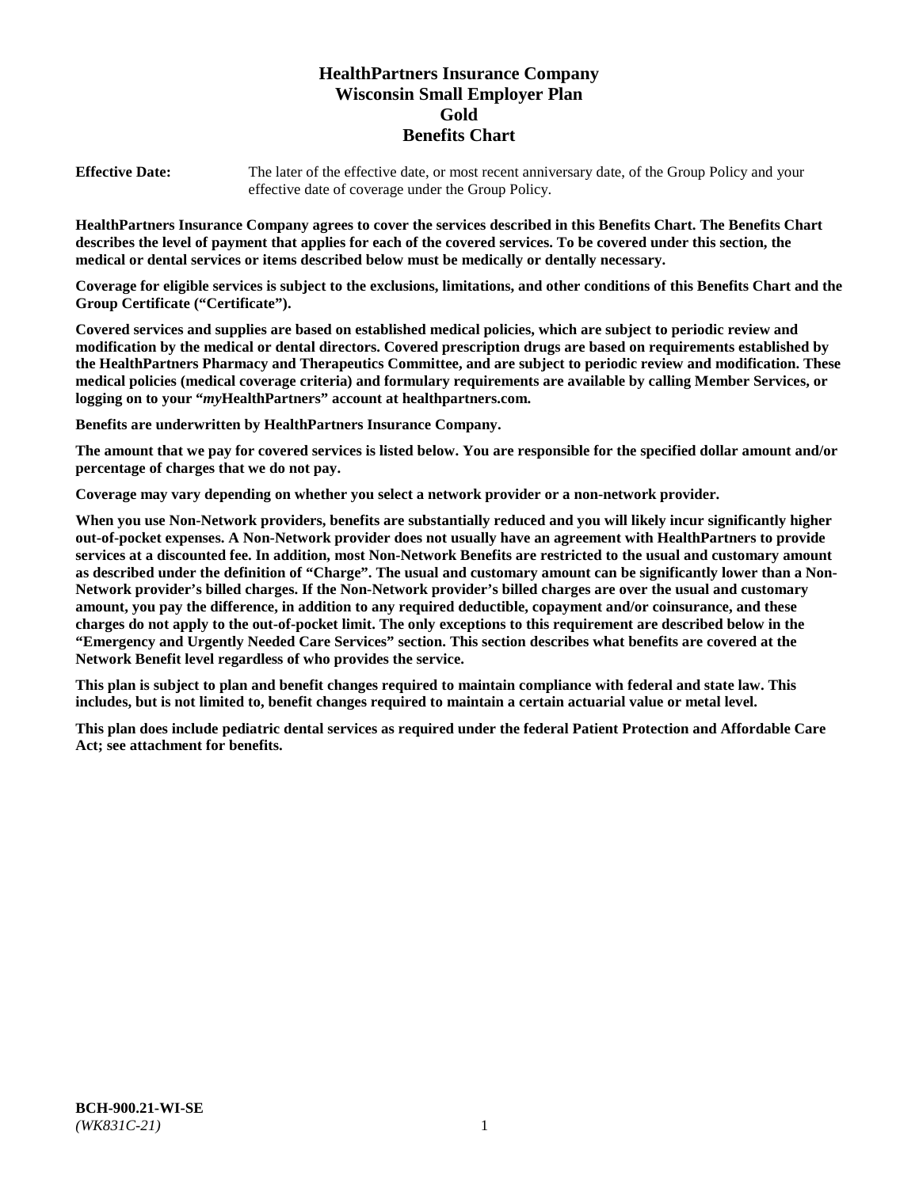# HealthPartners Insurance Company
# Wisconsin Small Employer Plan
# Gold
# Benefits Chart

**Effective Date:** The later of the effective date, or most recent anniversary date, of the Group Policy and your effective date of coverage under the Group Policy.

**HealthPartners Insurance Company agrees to cover the services described in this Benefits Chart. The Benefits Chart describes the level of payment that applies for each of the covered services. To be covered under this section, the medical or dental services or items described below must be medically or dentally necessary.**

**Coverage for eligible services is subject to the exclusions, limitations, and other conditions of this Benefits Chart and the Group Certificate ("Certificate").**

**Covered services and supplies are based on established medical policies, which are subject to periodic review and modification by the medical or dental directors. Covered prescription drugs are based on requirements established by the HealthPartners Pharmacy and Therapeutics Committee, and are subject to periodic review and modification. These medical policies (medical coverage criteria) and formulary requirements are available by calling Member Services, or logging on to your "*my*HealthPartners" account at healthpartners.com.**

**Benefits are underwritten by HealthPartners Insurance Company.**

**The amount that we pay for covered services is listed below. You are responsible for the specified dollar amount and/or percentage of charges that we do not pay.**

**Coverage may vary depending on whether you select a network provider or a non-network provider.**

**When you use Non-Network providers, benefits are substantially reduced and you will likely incur significantly higher out-of-pocket expenses. A Non-Network provider does not usually have an agreement with HealthPartners to provide services at a discounted fee. In addition, most Non-Network Benefits are restricted to the usual and customary amount as described under the definition of "Charge". The usual and customary amount can be significantly lower than a Non-Network provider's billed charges. If the Non-Network provider's billed charges are over the usual and customary amount, you pay the difference, in addition to any required deductible, copayment and/or coinsurance, and these charges do not apply to the out-of-pocket limit. The only exceptions to this requirement are described below in the "Emergency and Urgently Needed Care Services" section. This section describes what benefits are covered at the Network Benefit level regardless of who provides the service.**

**This plan is subject to plan and benefit changes required to maintain compliance with federal and state law. This includes, but is not limited to, benefit changes required to maintain a certain actuarial value or metal level.**

**This plan does include pediatric dental services as required under the federal Patient Protection and Affordable Care Act; see attachment for benefits.**

**BCH-900.21-WI-SE**
*(WK831C-21)*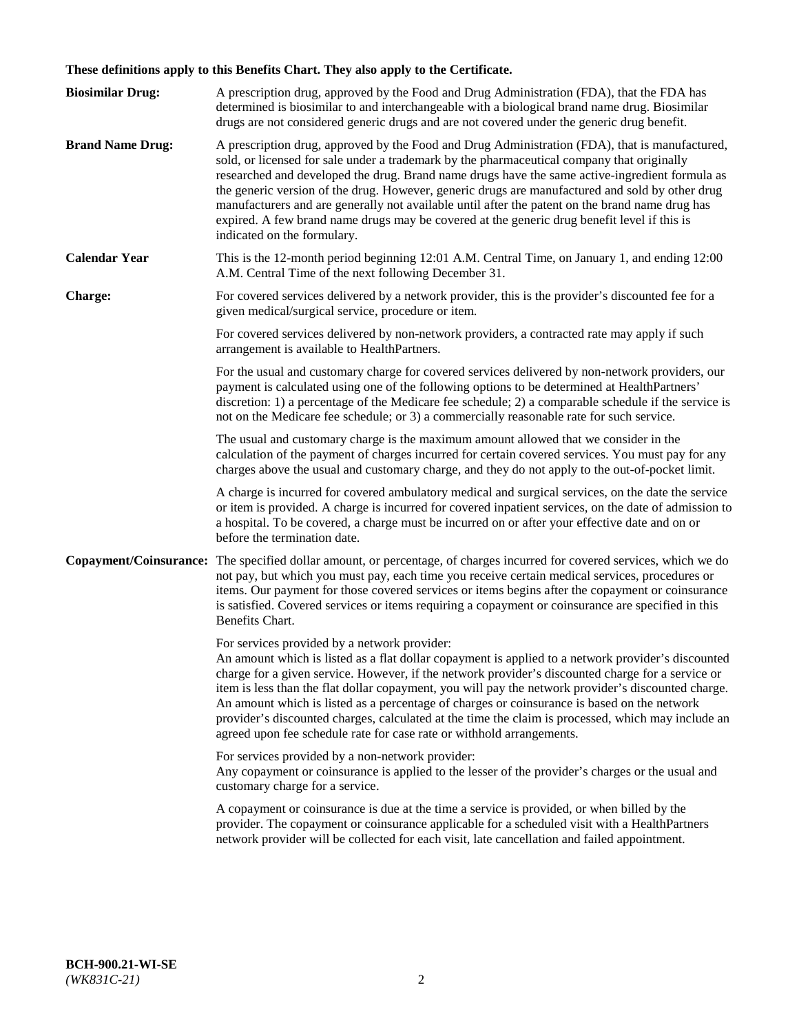**These definitions apply to this Benefits Chart. They also apply to the Certificate.**

**Biosimilar Drug:** A prescription drug, approved by the Food and Drug Administration (FDA), that the FDA has determined is biosimilar to and interchangeable with a biological brand name drug. Biosimilar drugs are not considered generic drugs and are not covered under the generic drug benefit.

**Brand Name Drug:** A prescription drug, approved by the Food and Drug Administration (FDA), that is manufactured, sold, or licensed for sale under a trademark by the pharmaceutical company that originally researched and developed the drug. Brand name drugs have the same active-ingredient formula as the generic version of the drug. However, generic drugs are manufactured and sold by other drug manufacturers and are generally not available until after the patent on the brand name drug has expired. A few brand name drugs may be covered at the generic drug benefit level if this is indicated on the formulary.

**Calendar Year** This is the 12-month period beginning 12:01 A.M. Central Time, on January 1, and ending 12:00 A.M. Central Time of the next following December 31.

**Charge:** For covered services delivered by a network provider, this is the provider's discounted fee for a given medical/surgical service, procedure or item.

For covered services delivered by non-network providers, a contracted rate may apply if such arrangement is available to HealthPartners.

For the usual and customary charge for covered services delivered by non-network providers, our payment is calculated using one of the following options to be determined at HealthPartners' discretion: 1) a percentage of the Medicare fee schedule; 2) a comparable schedule if the service is not on the Medicare fee schedule; or 3) a commercially reasonable rate for such service.

The usual and customary charge is the maximum amount allowed that we consider in the calculation of the payment of charges incurred for certain covered services. You must pay for any charges above the usual and customary charge, and they do not apply to the out-of-pocket limit.

A charge is incurred for covered ambulatory medical and surgical services, on the date the service or item is provided. A charge is incurred for covered inpatient services, on the date of admission to a hospital. To be covered, a charge must be incurred on or after your effective date and on or before the termination date.

**Copayment/Coinsurance:** The specified dollar amount, or percentage, of charges incurred for covered services, which we do not pay, but which you must pay, each time you receive certain medical services, procedures or items. Our payment for those covered services or items begins after the copayment or coinsurance is satisfied. Covered services or items requiring a copayment or coinsurance are specified in this Benefits Chart.

For services provided by a network provider:
An amount which is listed as a flat dollar copayment is applied to a network provider's discounted charge for a given service. However, if the network provider's discounted charge for a service or item is less than the flat dollar copayment, you will pay the network provider's discounted charge. An amount which is listed as a percentage of charges or coinsurance is based on the network provider's discounted charges, calculated at the time the claim is processed, which may include an agreed upon fee schedule rate for case rate or withhold arrangements.

For services provided by a non-network provider:
Any copayment or coinsurance is applied to the lesser of the provider's charges or the usual and customary charge for a service.

A copayment or coinsurance is due at the time a service is provided, or when billed by the provider. The copayment or coinsurance applicable for a scheduled visit with a HealthPartners network provider will be collected for each visit, late cancellation and failed appointment.

**BCH-900.21-WI-SE**
*(WK831C-21)*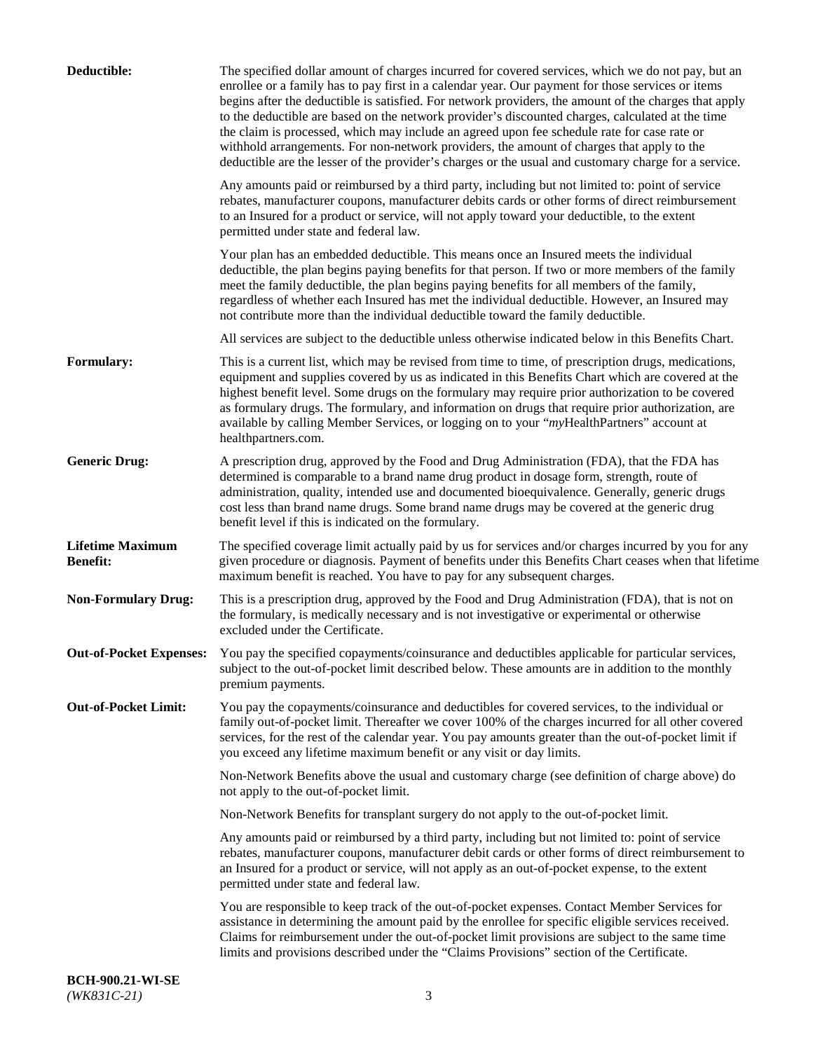**Deductible:** The specified dollar amount of charges incurred for covered services, which we do not pay, but an enrollee or a family has to pay first in a calendar year. Our payment for those services or items begins after the deductible is satisfied. For network providers, the amount of the charges that apply to the deductible are based on the network provider's discounted charges, calculated at the time the claim is processed, which may include an agreed upon fee schedule rate for case rate or withhold arrangements. For non-network providers, the amount of charges that apply to the deductible are the lesser of the provider's charges or the usual and customary charge for a service.

Any amounts paid or reimbursed by a third party, including but not limited to: point of service rebates, manufacturer coupons, manufacturer debits cards or other forms of direct reimbursement to an Insured for a product or service, will not apply toward your deductible, to the extent permitted under state and federal law.

Your plan has an embedded deductible. This means once an Insured meets the individual deductible, the plan begins paying benefits for that person. If two or more members of the family meet the family deductible, the plan begins paying benefits for all members of the family, regardless of whether each Insured has met the individual deductible. However, an Insured may not contribute more than the individual deductible toward the family deductible.

All services are subject to the deductible unless otherwise indicated below in this Benefits Chart.

**Formulary:** This is a current list, which may be revised from time to time, of prescription drugs, medications, equipment and supplies covered by us as indicated in this Benefits Chart which are covered at the highest benefit level. Some drugs on the formulary may require prior authorization to be covered as formulary drugs. The formulary, and information on drugs that require prior authorization, are available by calling Member Services, or logging on to your "*my*HealthPartners" account at healthpartners.com.

**Generic Drug:** A prescription drug, approved by the Food and Drug Administration (FDA), that the FDA has determined is comparable to a brand name drug product in dosage form, strength, route of administration, quality, intended use and documented bioequivalence. Generally, generic drugs cost less than brand name drugs. Some brand name drugs may be covered at the generic drug benefit level if this is indicated on the formulary.

**Lifetime Maximum Benefit:** The specified coverage limit actually paid by us for services and/or charges incurred by you for any given procedure or diagnosis. Payment of benefits under this Benefits Chart ceases when that lifetime maximum benefit is reached. You have to pay for any subsequent charges.

**Non-Formulary Drug:** This is a prescription drug, approved by the Food and Drug Administration (FDA), that is not on the formulary, is medically necessary and is not investigative or experimental or otherwise excluded under the Certificate.

**Out-of-Pocket Expenses:** You pay the specified copayments/coinsurance and deductibles applicable for particular services, subject to the out-of-pocket limit described below. These amounts are in addition to the monthly premium payments.

**Out-of-Pocket Limit:** You pay the copayments/coinsurance and deductibles for covered services, to the individual or family out-of-pocket limit. Thereafter we cover 100% of the charges incurred for all other covered services, for the rest of the calendar year. You pay amounts greater than the out-of-pocket limit if you exceed any lifetime maximum benefit or any visit or day limits.

Non-Network Benefits above the usual and customary charge (see definition of charge above) do not apply to the out-of-pocket limit.

Non-Network Benefits for transplant surgery do not apply to the out-of-pocket limit.

Any amounts paid or reimbursed by a third party, including but not limited to: point of service rebates, manufacturer coupons, manufacturer debit cards or other forms of direct reimbursement to an Insured for a product or service, will not apply as an out-of-pocket expense, to the extent permitted under state and federal law.

You are responsible to keep track of the out-of-pocket expenses. Contact Member Services for assistance in determining the amount paid by the enrollee for specific eligible services received. Claims for reimbursement under the out-of-pocket limit provisions are subject to the same time limits and provisions described under the "Claims Provisions" section of the Certificate.

**BCH-900.21-WI-SE**
*(WK831C-21)*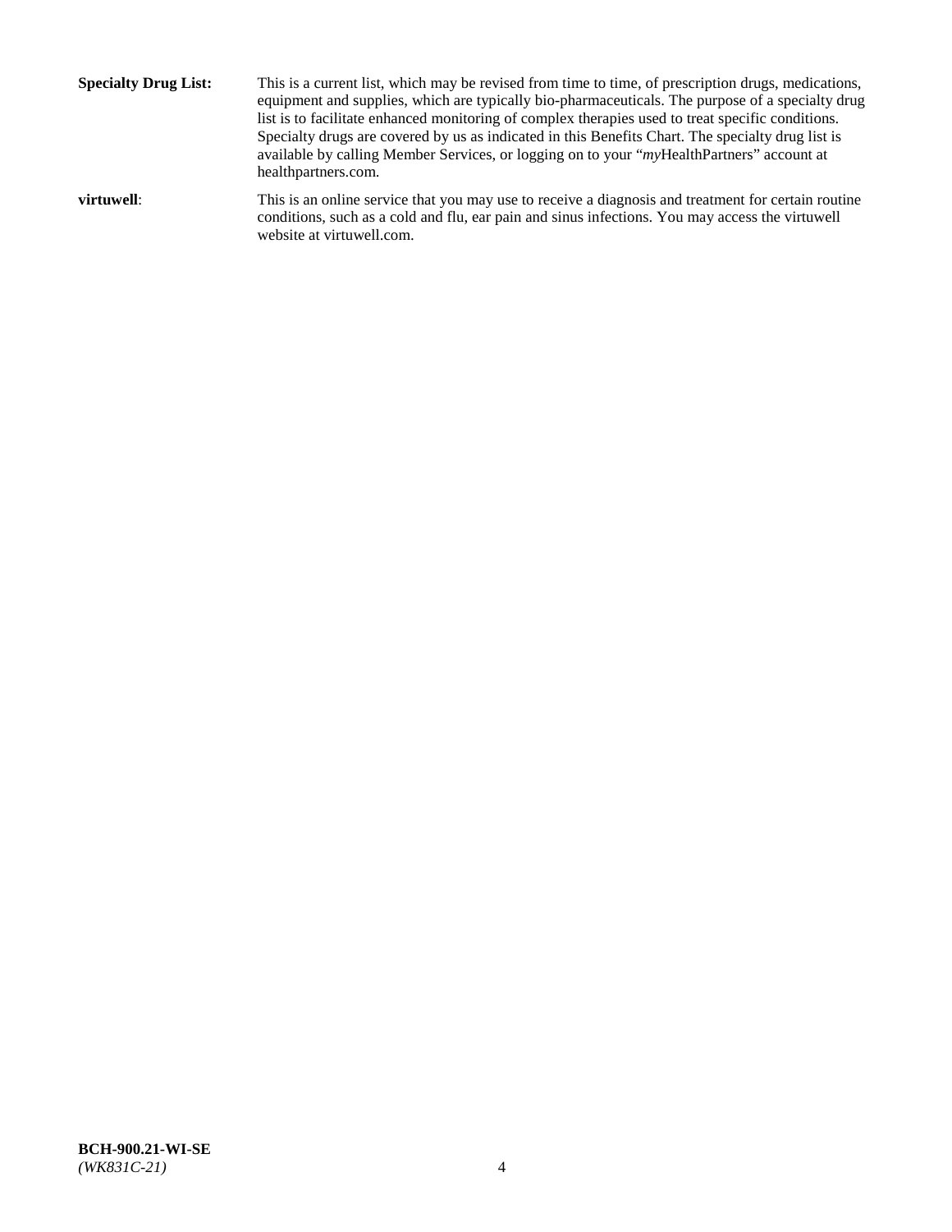**Specialty Drug List:** This is a current list, which may be revised from time to time, of prescription drugs, medications, equipment and supplies, which are typically bio-pharmaceuticals. The purpose of a specialty drug list is to facilitate enhanced monitoring of complex therapies used to treat specific conditions. Specialty drugs are covered by us as indicated in this Benefits Chart. The specialty drug list is available by calling Member Services, or logging on to your "*my*HealthPartners" account at healthpartners.com.

**virtuwell**: This is an online service that you may use to receive a diagnosis and treatment for certain routine conditions, such as a cold and flu, ear pain and sinus infections. You may access the virtuwell website at virtuwell.com.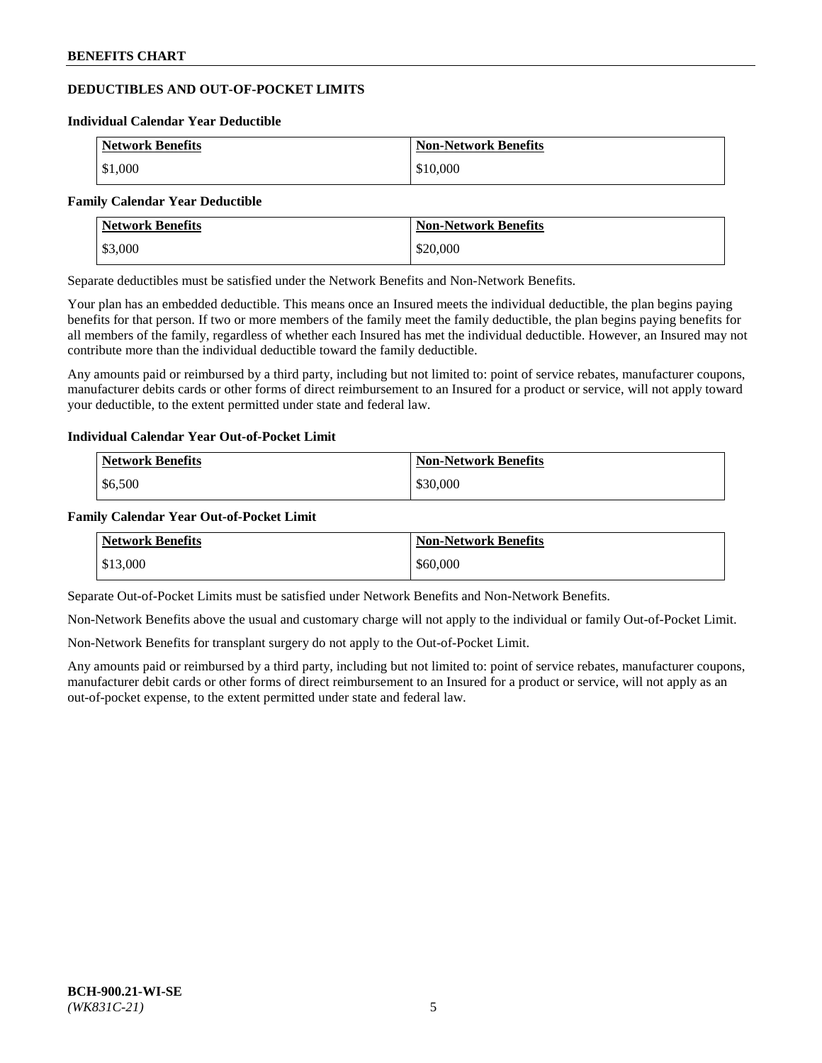## DEDUCTIBLES AND OUT-OF-POCKET LIMITS

### Individual Calendar Year Deductible

| Network Benefits | Non-Network Benefits |
|---|---|
| $1,000 | $10,000 |

### Family Calendar Year Deductible

| Network Benefits | Non-Network Benefits |
|---|---|
| $3,000 | $20,000 |

Separate deductibles must be satisfied under the Network Benefits and Non-Network Benefits.

Your plan has an embedded deductible. This means once an Insured meets the individual deductible, the plan begins paying benefits for that person. If two or more members of the family meet the family deductible, the plan begins paying benefits for all members of the family, regardless of whether each Insured has met the individual deductible. However, an Insured may not contribute more than the individual deductible toward the family deductible.

Any amounts paid or reimbursed by a third party, including but not limited to: point of service rebates, manufacturer coupons, manufacturer debits cards or other forms of direct reimbursement to an Insured for a product or service, will not apply toward your deductible, to the extent permitted under state and federal law.

### Individual Calendar Year Out-of-Pocket Limit

| Network Benefits | Non-Network Benefits |
|---|---|
| $6,500 | $30,000 |

### Family Calendar Year Out-of-Pocket Limit

| Network Benefits | Non-Network Benefits |
|---|---|
| $13,000 | $60,000 |

Separate Out-of-Pocket Limits must be satisfied under Network Benefits and Non-Network Benefits.

Non-Network Benefits above the usual and customary charge will not apply to the individual or family Out-of-Pocket Limit.

Non-Network Benefits for transplant surgery do not apply to the Out-of-Pocket Limit.

Any amounts paid or reimbursed by a third party, including but not limited to: point of service rebates, manufacturer coupons, manufacturer debit cards or other forms of direct reimbursement to an Insured for a product or service, will not apply as an out-of-pocket expense, to the extent permitted under state and federal law.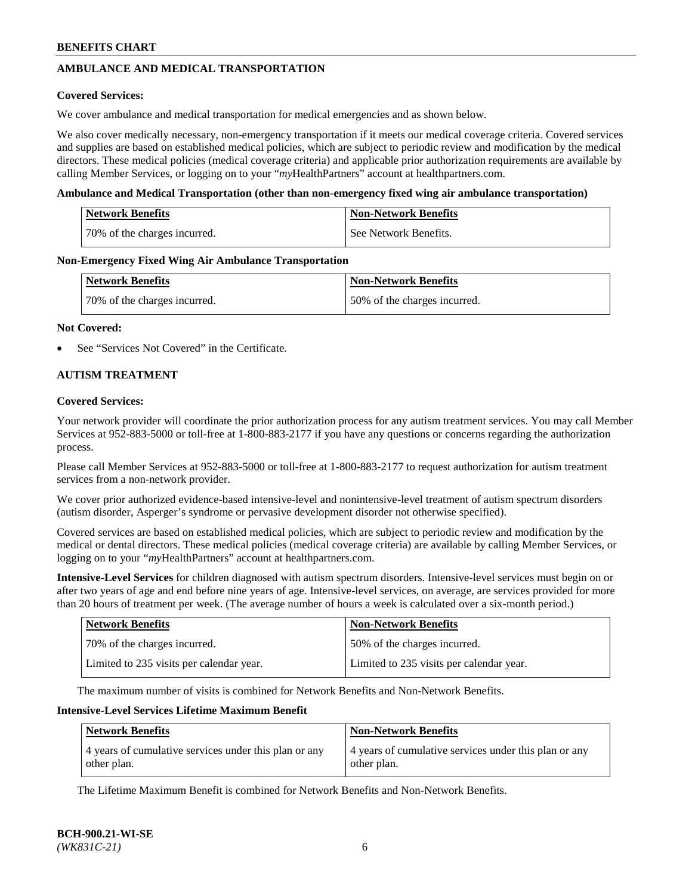## AMBULANCE AND MEDICAL TRANSPORTATION

**Covered Services:**

We cover ambulance and medical transportation for medical emergencies and as shown below.

We also cover medically necessary, non-emergency transportation if it meets our medical coverage criteria. Covered services and supplies are based on established medical policies, which are subject to periodic review and modification by the medical directors. These medical policies (medical coverage criteria) and applicable prior authorization requirements are available by calling Member Services, or logging on to your "*my*HealthPartners" account at healthpartners.com.

**Ambulance and Medical Transportation (other than non-emergency fixed wing air ambulance transportation)**

| Network Benefits | Non-Network Benefits |
|---|---|
| 70% of the charges incurred. | See Network Benefits. |

**Non-Emergency Fixed Wing Air Ambulance Transportation**

| Network Benefits | Non-Network Benefits |
|---|---|
| 70% of the charges incurred. | 50% of the charges incurred. |

**Not Covered:**

- See "Services Not Covered" in the Certificate.

## AUTISM TREATMENT

**Covered Services:**

Your network provider will coordinate the prior authorization process for any autism treatment services. You may call Member Services at 952-883-5000 or toll-free at 1-800-883-2177 if you have any questions or concerns regarding the authorization process.

Please call Member Services at 952-883-5000 or toll-free at 1-800-883-2177 to request authorization for autism treatment services from a non-network provider.

We cover prior authorized evidence-based intensive-level and nonintensive-level treatment of autism spectrum disorders (autism disorder, Asperger's syndrome or pervasive development disorder not otherwise specified).

Covered services are based on established medical policies, which are subject to periodic review and modification by the medical or dental directors. These medical policies (medical coverage criteria) are available by calling Member Services, or logging on to your "*my*HealthPartners" account at healthpartners.com.

**Intensive-Level Services** for children diagnosed with autism spectrum disorders. Intensive-level services must begin on or after two years of age and end before nine years of age. Intensive-level services, on average, are services provided for more than 20 hours of treatment per week. (The average number of hours a week is calculated over a six-month period.)

| Network Benefits | Non-Network Benefits |
|---|---|
| 70% of the charges incurred. | 50% of the charges incurred. |
| Limited to 235 visits per calendar year. | Limited to 235 visits per calendar year. |

The maximum number of visits is combined for Network Benefits and Non-Network Benefits.

**Intensive-Level Services Lifetime Maximum Benefit**

| Network Benefits | Non-Network Benefits |
|---|---|
| 4 years of cumulative services under this plan or any other plan. | 4 years of cumulative services under this plan or any other plan. |

The Lifetime Maximum Benefit is combined for Network Benefits and Non-Network Benefits.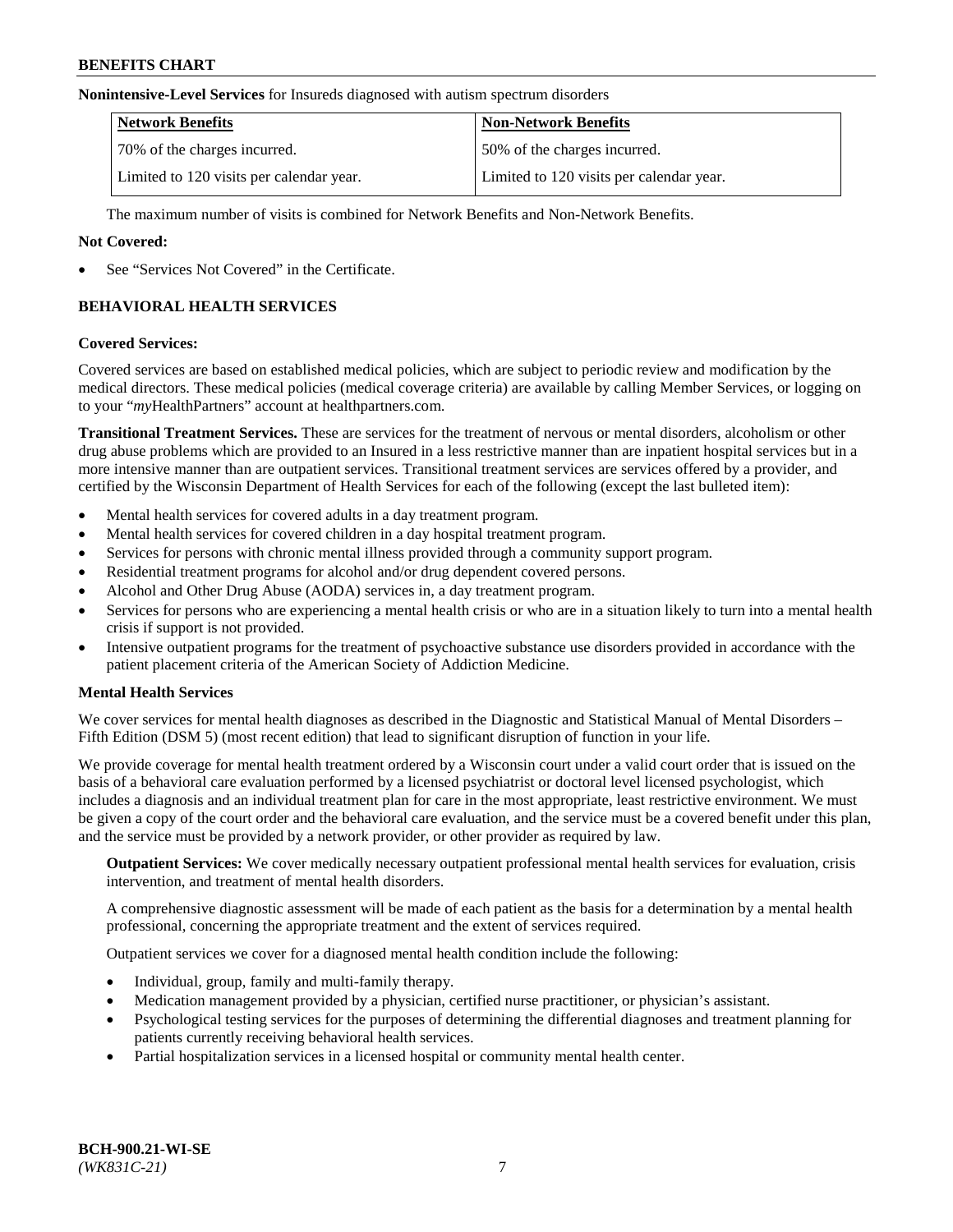**Nonintensive-Level Services** for Insureds diagnosed with autism spectrum disorders

| Network Benefits | Non-Network Benefits |
| --- | --- |
| 70% of the charges incurred. | 50% of the charges incurred. |
| Limited to 120 visits per calendar year. | Limited to 120 visits per calendar year. |

The maximum number of visits is combined for Network Benefits and Non-Network Benefits.

**Not Covered:**

- See "Services Not Covered" in the Certificate.

## BEHAVIORAL HEALTH SERVICES

**Covered Services:**

Covered services are based on established medical policies, which are subject to periodic review and modification by the medical directors. These medical policies (medical coverage criteria) are available by calling Member Services, or logging on to your "*my*HealthPartners" account at healthpartners.com.

**Transitional Treatment Services.** These are services for the treatment of nervous or mental disorders, alcoholism or other drug abuse problems which are provided to an Insured in a less restrictive manner than are inpatient hospital services but in a more intensive manner than are outpatient services. Transitional treatment services are services offered by a provider, and certified by the Wisconsin Department of Health Services for each of the following (except the last bulleted item):

- Mental health services for covered adults in a day treatment program.
- Mental health services for covered children in a day hospital treatment program.
- Services for persons with chronic mental illness provided through a community support program.
- Residential treatment programs for alcohol and/or drug dependent covered persons.
- Alcohol and Other Drug Abuse (AODA) services in, a day treatment program.
- Services for persons who are experiencing a mental health crisis or who are in a situation likely to turn into a mental health crisis if support is not provided.
- Intensive outpatient programs for the treatment of psychoactive substance use disorders provided in accordance with the patient placement criteria of the American Society of Addiction Medicine.

**Mental Health Services**

We cover services for mental health diagnoses as described in the Diagnostic and Statistical Manual of Mental Disorders – Fifth Edition (DSM 5) (most recent edition) that lead to significant disruption of function in your life.

We provide coverage for mental health treatment ordered by a Wisconsin court under a valid court order that is issued on the basis of a behavioral care evaluation performed by a licensed psychiatrist or doctoral level licensed psychologist, which includes a diagnosis and an individual treatment plan for care in the most appropriate, least restrictive environment. We must be given a copy of the court order and the behavioral care evaluation, and the service must be a covered benefit under this plan, and the service must be provided by a network provider, or other provider as required by law.

**Outpatient Services:** We cover medically necessary outpatient professional mental health services for evaluation, crisis intervention, and treatment of mental health disorders.

A comprehensive diagnostic assessment will be made of each patient as the basis for a determination by a mental health professional, concerning the appropriate treatment and the extent of services required.

Outpatient services we cover for a diagnosed mental health condition include the following:

- Individual, group, family and multi-family therapy.
- Medication management provided by a physician, certified nurse practitioner, or physician's assistant.
- Psychological testing services for the purposes of determining the differential diagnoses and treatment planning for patients currently receiving behavioral health services.
- Partial hospitalization services in a licensed hospital or community mental health center.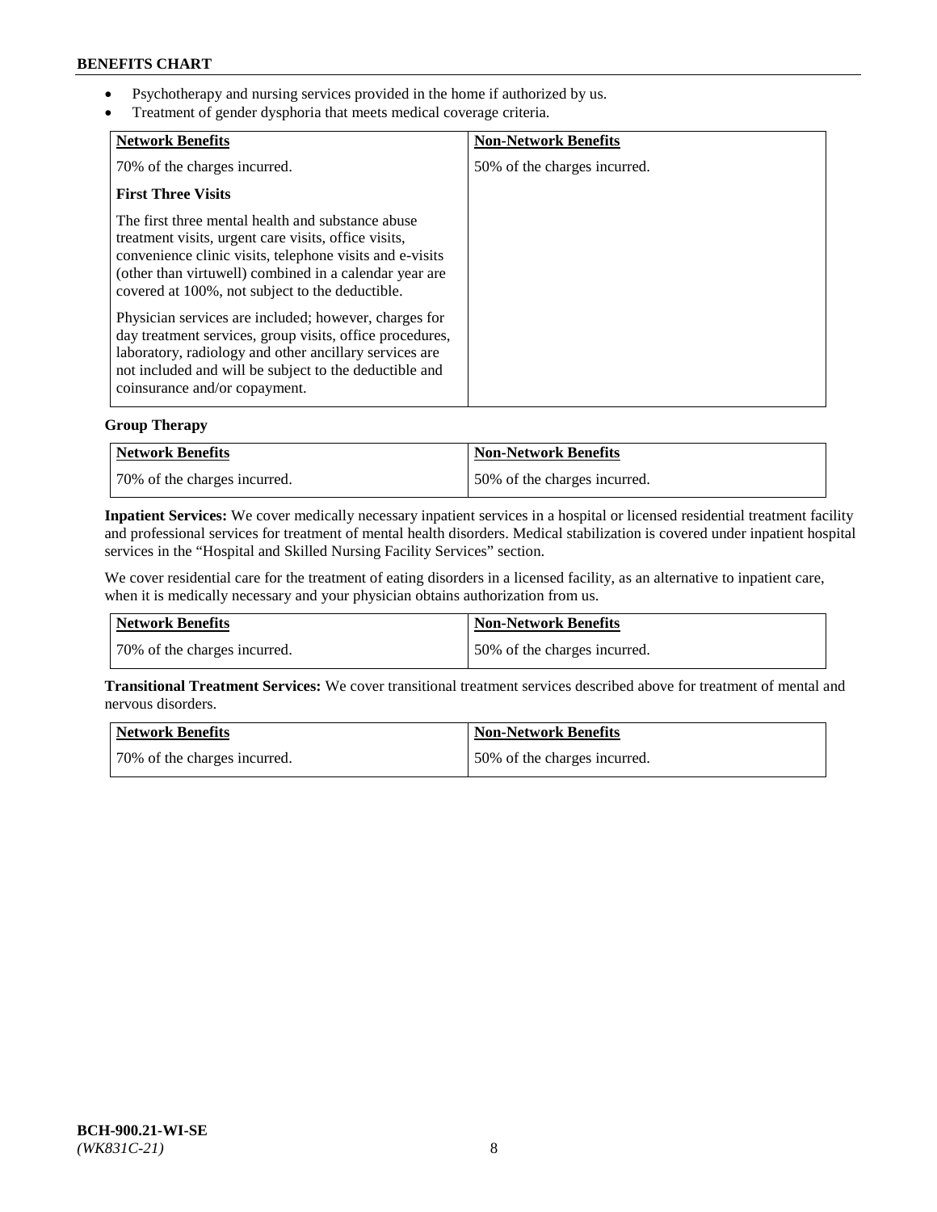- Psychotherapy and nursing services provided in the home if authorized by us.
- Treatment of gender dysphoria that meets medical coverage criteria.

| Network Benefits | Non-Network Benefits |
| --- | --- |
| 70% of the charges incurred.<br><br>**First Three Visits**<br><br>The first three mental health and substance abuse treatment visits, urgent care visits, office visits, convenience clinic visits, telephone visits and e-visits (other than virtuwell) combined in a calendar year are covered at 100%, not subject to the deductible.<br><br>Physician services are included; however, charges for day treatment services, group visits, office procedures, laboratory, radiology and other ancillary services are not included and will be subject to the deductible and coinsurance and/or copayment. | 50% of the charges incurred. |

**Group Therapy**

| Network Benefits | Non-Network Benefits |
| --- | --- |
| 70% of the charges incurred. | 50% of the charges incurred. |

**Inpatient Services:** We cover medically necessary inpatient services in a hospital or licensed residential treatment facility and professional services for treatment of mental health disorders. Medical stabilization is covered under inpatient hospital services in the "Hospital and Skilled Nursing Facility Services" section.

We cover residential care for the treatment of eating disorders in a licensed facility, as an alternative to inpatient care, when it is medically necessary and your physician obtains authorization from us.

| Network Benefits | Non-Network Benefits |
| --- | --- |
| 70% of the charges incurred. | 50% of the charges incurred. |

**Transitional Treatment Services:** We cover transitional treatment services described above for treatment of mental and nervous disorders.

| Network Benefits | Non-Network Benefits |
| --- | --- |
| 70% of the charges incurred. | 50% of the charges incurred. |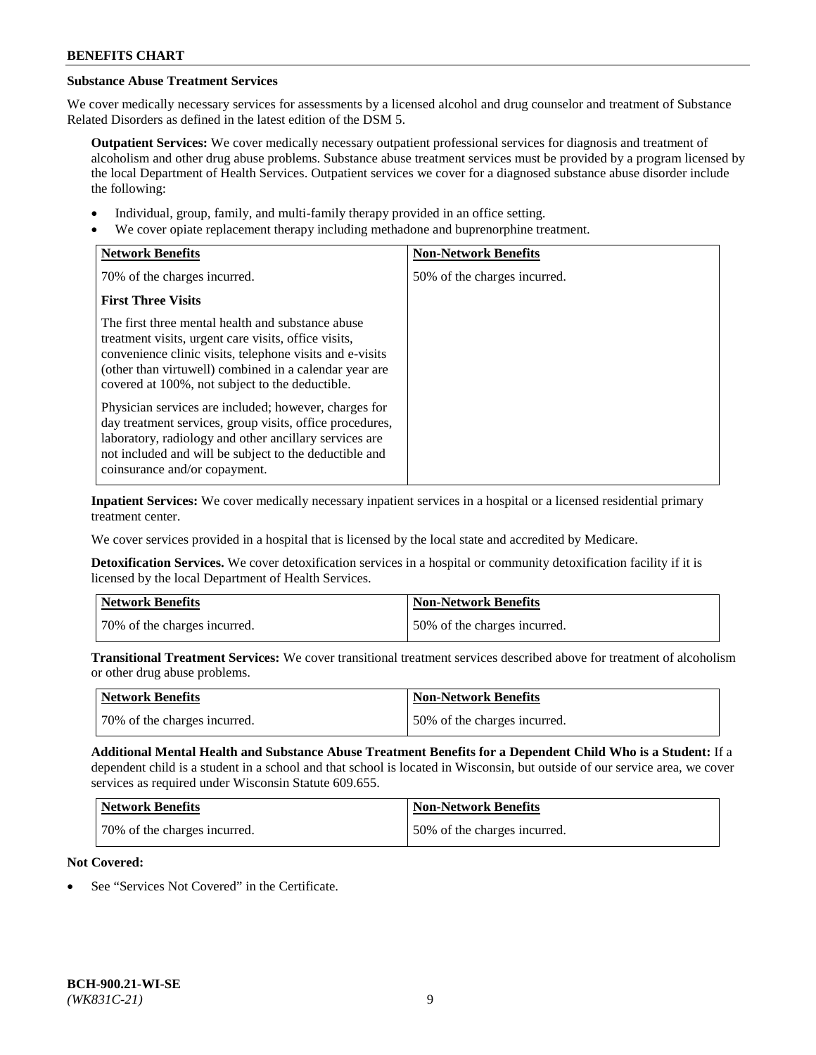## Substance Abuse Treatment Services

We cover medically necessary services for assessments by a licensed alcohol and drug counselor and treatment of Substance Related Disorders as defined in the latest edition of the DSM 5.

**Outpatient Services:** We cover medically necessary outpatient professional services for diagnosis and treatment of alcoholism and other drug abuse problems. Substance abuse treatment services must be provided by a program licensed by the local Department of Health Services. Outpatient services we cover for a diagnosed substance abuse disorder include the following:

- Individual, group, family, and multi-family therapy provided in an office setting.
- We cover opiate replacement therapy including methadone and buprenorphine treatment.

| Network Benefits | Non-Network Benefits |
|---|---|
| 70% of the charges incurred.<br><br>**First Three Visits**<br><br>The first three mental health and substance abuse treatment visits, urgent care visits, office visits, convenience clinic visits, telephone visits and e-visits (other than virtuwell) combined in a calendar year are covered at 100%, not subject to the deductible.<br><br>Physician services are included; however, charges for day treatment services, group visits, office procedures, laboratory, radiology and other ancillary services are not included and will be subject to the deductible and coinsurance and/or copayment. | 50% of the charges incurred. |

**Inpatient Services:** We cover medically necessary inpatient services in a hospital or a licensed residential primary treatment center.

We cover services provided in a hospital that is licensed by the local state and accredited by Medicare.

**Detoxification Services.** We cover detoxification services in a hospital or community detoxification facility if it is licensed by the local Department of Health Services.

| Network Benefits | Non-Network Benefits |
|---|---|
| 70% of the charges incurred. | 50% of the charges incurred. |

**Transitional Treatment Services:** We cover transitional treatment services described above for treatment of alcoholism or other drug abuse problems.

| Network Benefits | Non-Network Benefits |
|---|---|
| 70% of the charges incurred. | 50% of the charges incurred. |

**Additional Mental Health and Substance Abuse Treatment Benefits for a Dependent Child Who is a Student:** If a dependent child is a student in a school and that school is located in Wisconsin, but outside of our service area, we cover services as required under Wisconsin Statute 609.655.

| Network Benefits | Non-Network Benefits |
|---|---|
| 70% of the charges incurred. | 50% of the charges incurred. |

**Not Covered:**

- See "Services Not Covered" in the Certificate.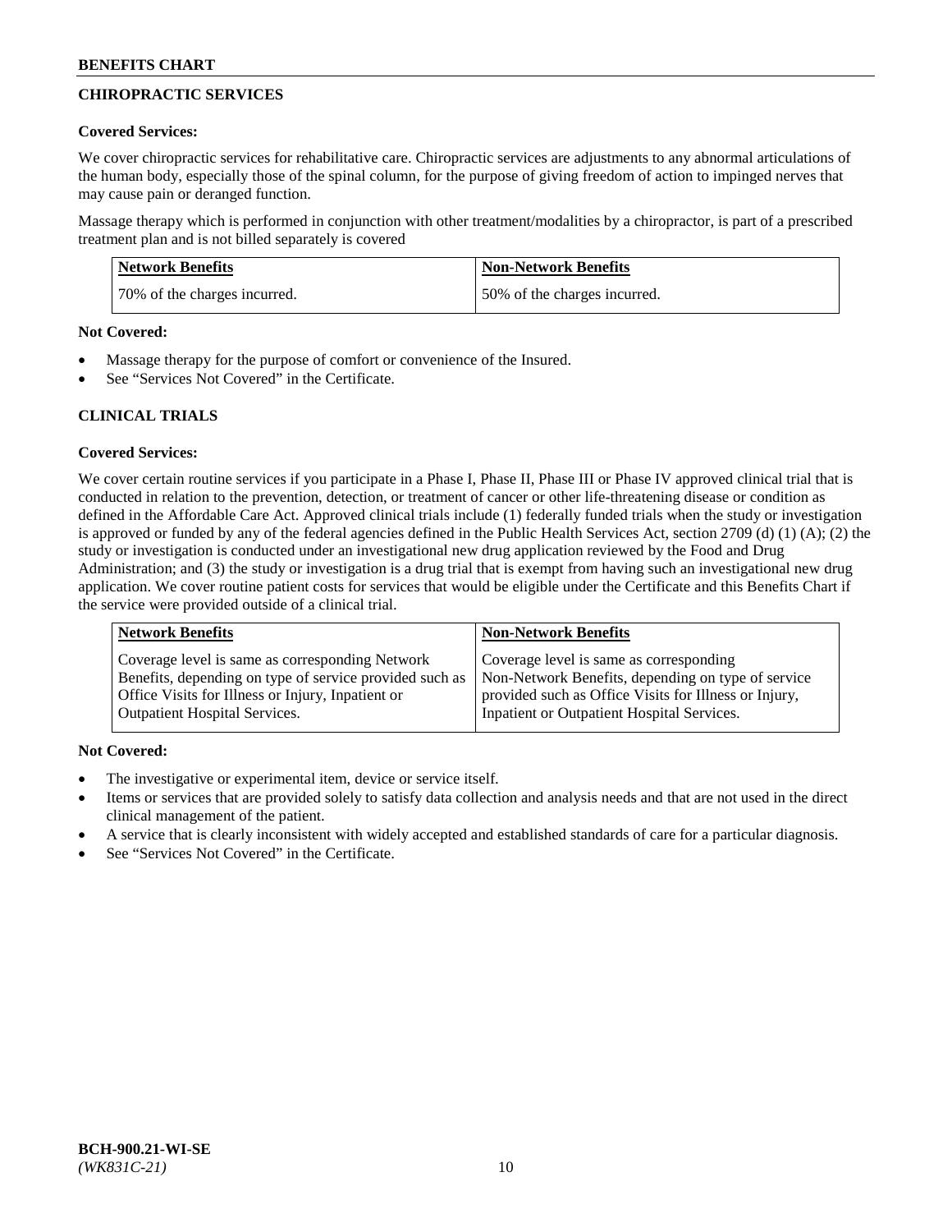## CHIROPRACTIC SERVICES

**Covered Services:**

We cover chiropractic services for rehabilitative care. Chiropractic services are adjustments to any abnormal articulations of the human body, especially those of the spinal column, for the purpose of giving freedom of action to impinged nerves that may cause pain or deranged function.

Massage therapy which is performed in conjunction with other treatment/modalities by a chiropractor, is part of a prescribed treatment plan and is not billed separately is covered

| Network Benefits | Non-Network Benefits |
|---|---|
| 70% of the charges incurred. | 50% of the charges incurred. |

**Not Covered:**

- Massage therapy for the purpose of comfort or convenience of the Insured.
- See "Services Not Covered" in the Certificate.

## CLINICAL TRIALS

**Covered Services:**

We cover certain routine services if you participate in a Phase I, Phase II, Phase III or Phase IV approved clinical trial that is conducted in relation to the prevention, detection, or treatment of cancer or other life-threatening disease or condition as defined in the Affordable Care Act. Approved clinical trials include (1) federally funded trials when the study or investigation is approved or funded by any of the federal agencies defined in the Public Health Services Act, section 2709 (d) (1) (A); (2) the study or investigation is conducted under an investigational new drug application reviewed by the Food and Drug Administration; and (3) the study or investigation is a drug trial that is exempt from having such an investigational new drug application. We cover routine patient costs for services that would be eligible under the Certificate and this Benefits Chart if the service were provided outside of a clinical trial.

| Network Benefits | Non-Network Benefits |
|---|---|
| Coverage level is same as corresponding Network Benefits, depending on type of service provided such as Office Visits for Illness or Injury, Inpatient or Outpatient Hospital Services. | Coverage level is same as corresponding Non-Network Benefits, depending on type of service provided such as Office Visits for Illness or Injury, Inpatient or Outpatient Hospital Services. |

**Not Covered:**

- The investigative or experimental item, device or service itself.
- Items or services that are provided solely to satisfy data collection and analysis needs and that are not used in the direct clinical management of the patient.
- A service that is clearly inconsistent with widely accepted and established standards of care for a particular diagnosis.
- See "Services Not Covered" in the Certificate.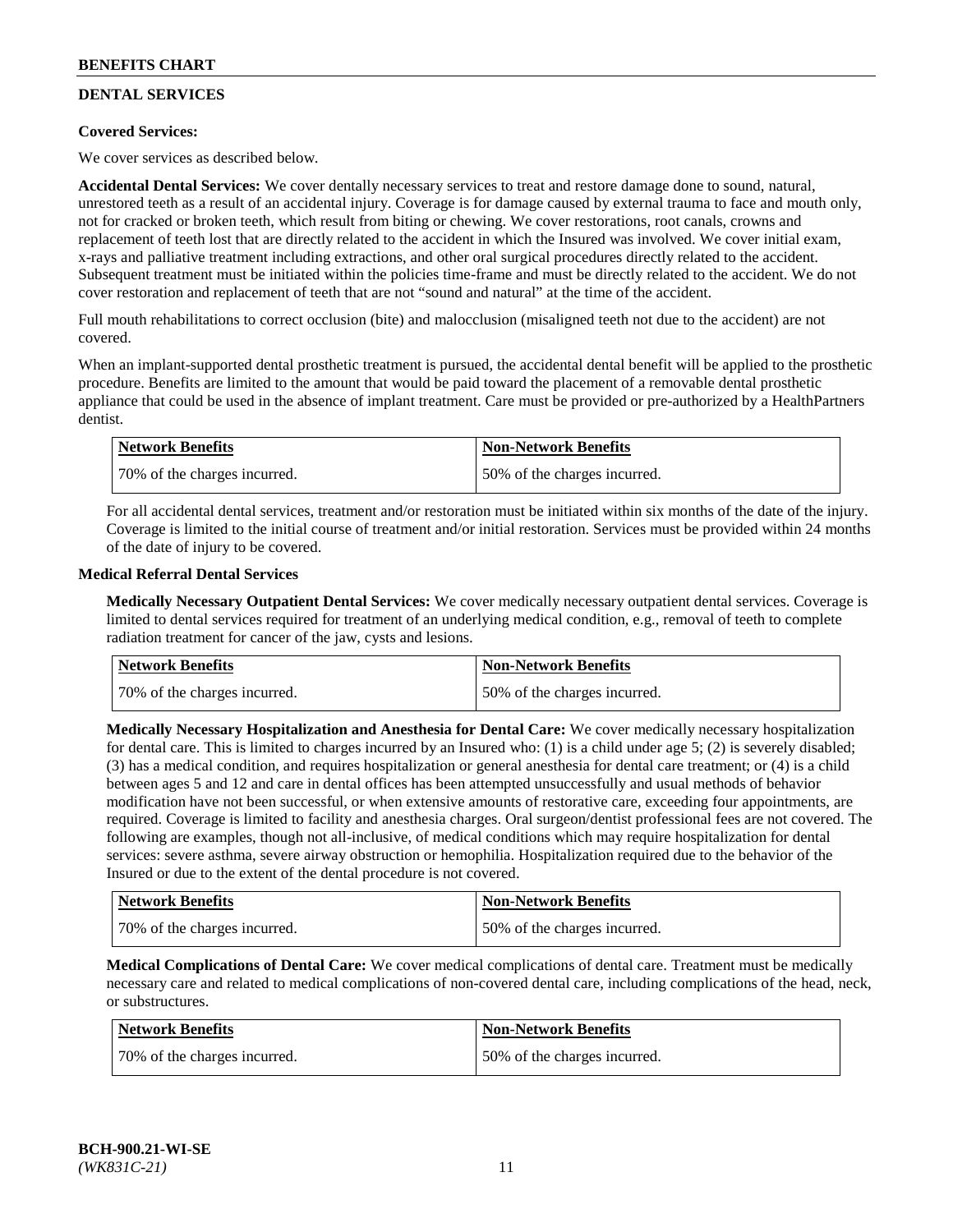## DENTAL SERVICES

**Covered Services:**

We cover services as described below.

**Accidental Dental Services:** We cover dentally necessary services to treat and restore damage done to sound, natural, unrestored teeth as a result of an accidental injury. Coverage is for damage caused by external trauma to face and mouth only, not for cracked or broken teeth, which result from biting or chewing. We cover restorations, root canals, crowns and replacement of teeth lost that are directly related to the accident in which the Insured was involved. We cover initial exam, x-rays and palliative treatment including extractions, and other oral surgical procedures directly related to the accident. Subsequent treatment must be initiated within the policies time-frame and must be directly related to the accident. We do not cover restoration and replacement of teeth that are not "sound and natural" at the time of the accident.

Full mouth rehabilitations to correct occlusion (bite) and malocclusion (misaligned teeth not due to the accident) are not covered.

When an implant-supported dental prosthetic treatment is pursued, the accidental dental benefit will be applied to the prosthetic procedure. Benefits are limited to the amount that would be paid toward the placement of a removable dental prosthetic appliance that could be used in the absence of implant treatment. Care must be provided or pre-authorized by a HealthPartners dentist.

| Network Benefits | Non-Network Benefits |
|---|---|
| 70% of the charges incurred. | 50% of the charges incurred. |

For all accidental dental services, treatment and/or restoration must be initiated within six months of the date of the injury. Coverage is limited to the initial course of treatment and/or initial restoration. Services must be provided within 24 months of the date of injury to be covered.

**Medical Referral Dental Services**

**Medically Necessary Outpatient Dental Services:** We cover medically necessary outpatient dental services. Coverage is limited to dental services required for treatment of an underlying medical condition, e.g., removal of teeth to complete radiation treatment for cancer of the jaw, cysts and lesions.

| Network Benefits | Non-Network Benefits |
|---|---|
| 70% of the charges incurred. | 50% of the charges incurred. |

**Medically Necessary Hospitalization and Anesthesia for Dental Care:** We cover medically necessary hospitalization for dental care. This is limited to charges incurred by an Insured who: (1) is a child under age 5; (2) is severely disabled; (3) has a medical condition, and requires hospitalization or general anesthesia for dental care treatment; or (4) is a child between ages 5 and 12 and care in dental offices has been attempted unsuccessfully and usual methods of behavior modification have not been successful, or when extensive amounts of restorative care, exceeding four appointments, are required. Coverage is limited to facility and anesthesia charges. Oral surgeon/dentist professional fees are not covered. The following are examples, though not all-inclusive, of medical conditions which may require hospitalization for dental services: severe asthma, severe airway obstruction or hemophilia. Hospitalization required due to the behavior of the Insured or due to the extent of the dental procedure is not covered.

| Network Benefits | Non-Network Benefits |
|---|---|
| 70% of the charges incurred. | 50% of the charges incurred. |

**Medical Complications of Dental Care:** We cover medical complications of dental care. Treatment must be medically necessary care and related to medical complications of non-covered dental care, including complications of the head, neck, or substructures.

| Network Benefits | Non-Network Benefits |
|---|---|
| 70% of the charges incurred. | 50% of the charges incurred. |

BCH-900.21-WI-SE
*(WK831C-21)*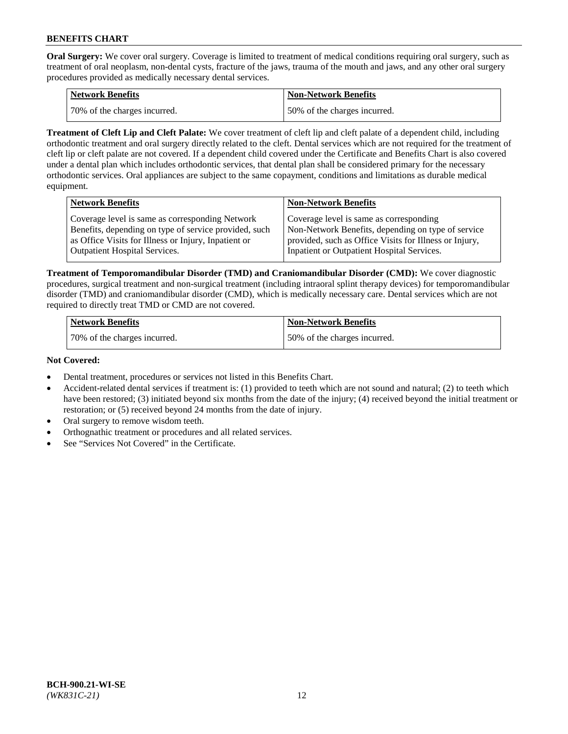**Oral Surgery:** We cover oral surgery. Coverage is limited to treatment of medical conditions requiring oral surgery, such as treatment of oral neoplasm, non-dental cysts, fracture of the jaws, trauma of the mouth and jaws, and any other oral surgery procedures provided as medically necessary dental services.

| Network Benefits | Non-Network Benefits |
|---|---|
| 70% of the charges incurred. | 50% of the charges incurred. |

**Treatment of Cleft Lip and Cleft Palate:** We cover treatment of cleft lip and cleft palate of a dependent child, including orthodontic treatment and oral surgery directly related to the cleft. Dental services which are not required for the treatment of cleft lip or cleft palate are not covered. If a dependent child covered under the Certificate and Benefits Chart is also covered under a dental plan which includes orthodontic services, that dental plan shall be considered primary for the necessary orthodontic services. Oral appliances are subject to the same copayment, conditions and limitations as durable medical equipment.

| Network Benefits | Non-Network Benefits |
|---|---|
| Coverage level is same as corresponding Network Benefits, depending on type of service provided, such as Office Visits for Illness or Injury, Inpatient or Outpatient Hospital Services. | Coverage level is same as corresponding Non-Network Benefits, depending on type of service provided, such as Office Visits for Illness or Injury, Inpatient or Outpatient Hospital Services. |

**Treatment of Temporomandibular Disorder (TMD) and Craniomandibular Disorder (CMD):** We cover diagnostic procedures, surgical treatment and non-surgical treatment (including intraoral splint therapy devices) for temporomandibular disorder (TMD) and craniomandibular disorder (CMD), which is medically necessary care. Dental services which are not required to directly treat TMD or CMD are not covered.

| Network Benefits | Non-Network Benefits |
|---|---|
| 70% of the charges incurred. | 50% of the charges incurred. |

**Not Covered:**

- Dental treatment, procedures or services not listed in this Benefits Chart.
- Accident-related dental services if treatment is: (1) provided to teeth which are not sound and natural; (2) to teeth which have been restored; (3) initiated beyond six months from the date of the injury; (4) received beyond the initial treatment or restoration; or (5) received beyond 24 months from the date of injury.
- Oral surgery to remove wisdom teeth.
- Orthognathic treatment or procedures and all related services.
- See "Services Not Covered" in the Certificate.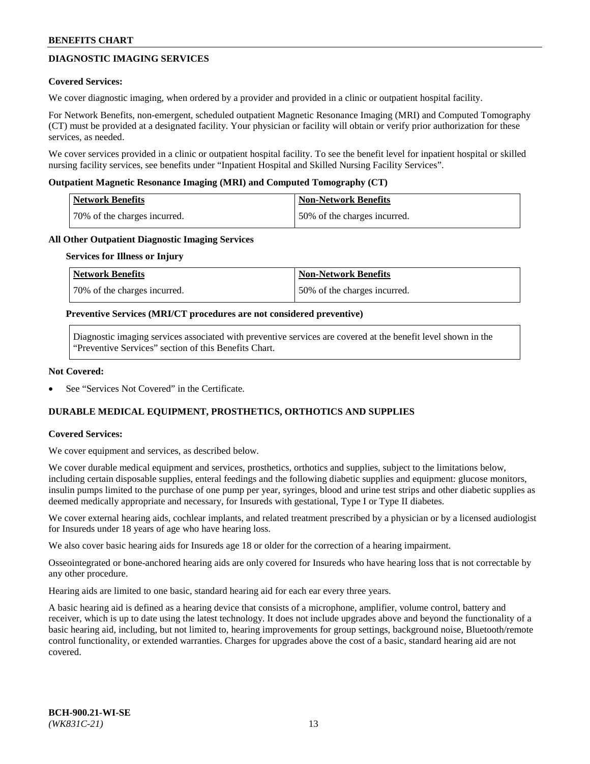## DIAGNOSTIC IMAGING SERVICES

**Covered Services:**

We cover diagnostic imaging, when ordered by a provider and provided in a clinic or outpatient hospital facility.

For Network Benefits, non-emergent, scheduled outpatient Magnetic Resonance Imaging (MRI) and Computed Tomography (CT) must be provided at a designated facility. Your physician or facility will obtain or verify prior authorization for these services, as needed.

We cover services provided in a clinic or outpatient hospital facility. To see the benefit level for inpatient hospital or skilled nursing facility services, see benefits under "Inpatient Hospital and Skilled Nursing Facility Services".

**Outpatient Magnetic Resonance Imaging (MRI) and Computed Tomography (CT)**

| Network Benefits | Non-Network Benefits |
|---|---|
| 70% of the charges incurred. | 50% of the charges incurred. |

**All Other Outpatient Diagnostic Imaging Services**

**Services for Illness or Injury**

| Network Benefits | Non-Network Benefits |
|---|---|
| 70% of the charges incurred. | 50% of the charges incurred. |

**Preventive Services (MRI/CT procedures are not considered preventive)**

Diagnostic imaging services associated with preventive services are covered at the benefit level shown in the "Preventive Services" section of this Benefits Chart.

**Not Covered:**

- See "Services Not Covered" in the Certificate.

## DURABLE MEDICAL EQUIPMENT, PROSTHETICS, ORTHOTICS AND SUPPLIES

**Covered Services:**

We cover equipment and services, as described below.

We cover durable medical equipment and services, prosthetics, orthotics and supplies, subject to the limitations below, including certain disposable supplies, enteral feedings and the following diabetic supplies and equipment: glucose monitors, insulin pumps limited to the purchase of one pump per year, syringes, blood and urine test strips and other diabetic supplies as deemed medically appropriate and necessary, for Insureds with gestational, Type I or Type II diabetes.

We cover external hearing aids, cochlear implants, and related treatment prescribed by a physician or by a licensed audiologist for Insureds under 18 years of age who have hearing loss.

We also cover basic hearing aids for Insureds age 18 or older for the correction of a hearing impairment.

Osseointegrated or bone-anchored hearing aids are only covered for Insureds who have hearing loss that is not correctable by any other procedure.

Hearing aids are limited to one basic, standard hearing aid for each ear every three years.

A basic hearing aid is defined as a hearing device that consists of a microphone, amplifier, volume control, battery and receiver, which is up to date using the latest technology. It does not include upgrades above and beyond the functionality of a basic hearing aid, including, but not limited to, hearing improvements for group settings, background noise, Bluetooth/remote control functionality, or extended warranties. Charges for upgrades above the cost of a basic, standard hearing aid are not covered.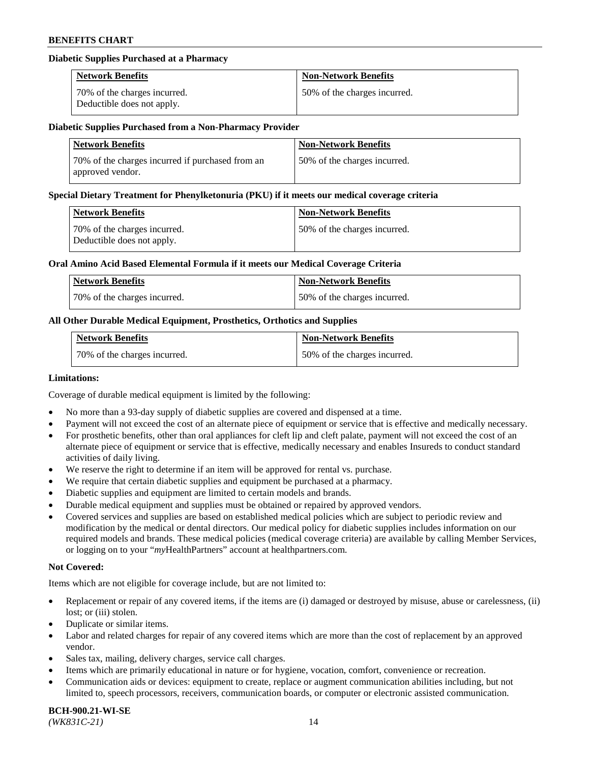### Diabetic Supplies Purchased at a Pharmacy

| Network Benefits | Non-Network Benefits |
|---|---|
| 70% of the charges incurred. Deductible does not apply. | 50% of the charges incurred. |

### Diabetic Supplies Purchased from a Non-Pharmacy Provider

| Network Benefits | Non-Network Benefits |
|---|---|
| 70% of the charges incurred if purchased from an approved vendor. | 50% of the charges incurred. |

### Special Dietary Treatment for Phenylketonuria (PKU) if it meets our medical coverage criteria

| Network Benefits | Non-Network Benefits |
|---|---|
| 70% of the charges incurred. Deductible does not apply. | 50% of the charges incurred. |

### Oral Amino Acid Based Elemental Formula if it meets our Medical Coverage Criteria

| Network Benefits | Non-Network Benefits |
|---|---|
| 70% of the charges incurred. | 50% of the charges incurred. |

### All Other Durable Medical Equipment, Prosthetics, Orthotics and Supplies

| Network Benefits | Non-Network Benefits |
|---|---|
| 70% of the charges incurred. | 50% of the charges incurred. |

**Limitations:**

Coverage of durable medical equipment is limited by the following:

- No more than a 93-day supply of diabetic supplies are covered and dispensed at a time.
- Payment will not exceed the cost of an alternate piece of equipment or service that is effective and medically necessary.
- For prosthetic benefits, other than oral appliances for cleft lip and cleft palate, payment will not exceed the cost of an alternate piece of equipment or service that is effective, medically necessary and enables Insureds to conduct standard activities of daily living.
- We reserve the right to determine if an item will be approved for rental vs. purchase.
- We require that certain diabetic supplies and equipment be purchased at a pharmacy.
- Diabetic supplies and equipment are limited to certain models and brands.
- Durable medical equipment and supplies must be obtained or repaired by approved vendors.
- Covered services and supplies are based on established medical policies which are subject to periodic review and modification by the medical or dental directors. Our medical policy for diabetic supplies includes information on our required models and brands. These medical policies (medical coverage criteria) are available by calling Member Services, or logging on to your "*my*HealthPartners" account at healthpartners.com.

**Not Covered:**

Items which are not eligible for coverage include, but are not limited to:

- Replacement or repair of any covered items, if the items are (i) damaged or destroyed by misuse, abuse or carelessness, (ii) lost; or (iii) stolen.
- Duplicate or similar items.
- Labor and related charges for repair of any covered items which are more than the cost of replacement by an approved vendor.
- Sales tax, mailing, delivery charges, service call charges.
- Items which are primarily educational in nature or for hygiene, vocation, comfort, convenience or recreation.
- Communication aids or devices: equipment to create, replace or augment communication abilities including, but not limited to, speech processors, receivers, communication boards, or computer or electronic assisted communication.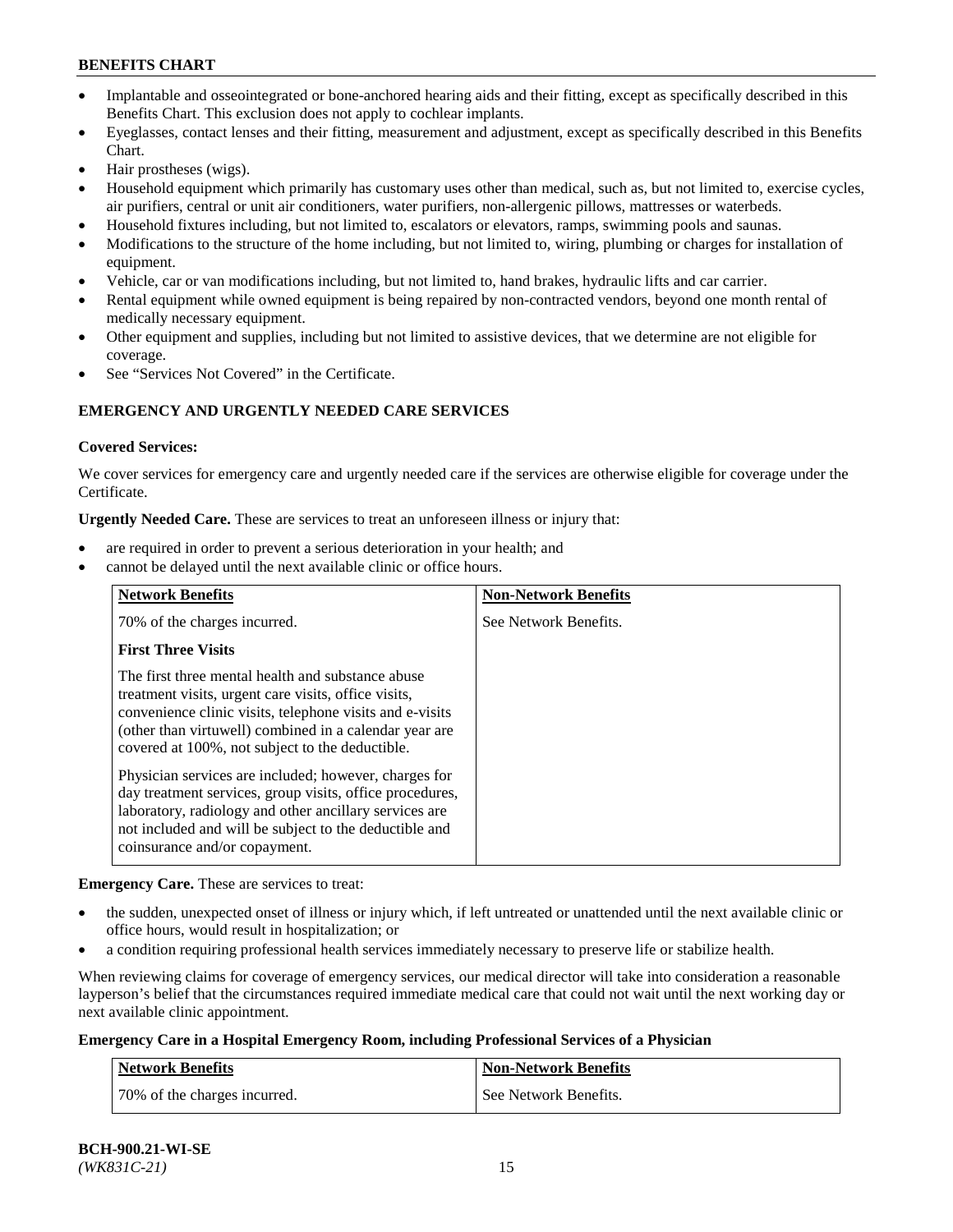- Implantable and osseointegrated or bone-anchored hearing aids and their fitting, except as specifically described in this Benefits Chart. This exclusion does not apply to cochlear implants.
- Eyeglasses, contact lenses and their fitting, measurement and adjustment, except as specifically described in this Benefits Chart.
- Hair prostheses (wigs).
- Household equipment which primarily has customary uses other than medical, such as, but not limited to, exercise cycles, air purifiers, central or unit air conditioners, water purifiers, non-allergenic pillows, mattresses or waterbeds.
- Household fixtures including, but not limited to, escalators or elevators, ramps, swimming pools and saunas.
- Modifications to the structure of the home including, but not limited to, wiring, plumbing or charges for installation of equipment.
- Vehicle, car or van modifications including, but not limited to, hand brakes, hydraulic lifts and car carrier.
- Rental equipment while owned equipment is being repaired by non-contracted vendors, beyond one month rental of medically necessary equipment.
- Other equipment and supplies, including but not limited to assistive devices, that we determine are not eligible for coverage.
- See "Services Not Covered" in the Certificate.

## EMERGENCY AND URGENTLY NEEDED CARE SERVICES

### Covered Services:

We cover services for emergency care and urgently needed care if the services are otherwise eligible for coverage under the Certificate.

**Urgently Needed Care.** These are services to treat an unforeseen illness or injury that:

- are required in order to prevent a serious deterioration in your health; and
- cannot be delayed until the next available clinic or office hours.

| Network Benefits | Non-Network Benefits |
|---|---|
| 70% of the charges incurred.<br><br>**First Three Visits**<br><br>The first three mental health and substance abuse treatment visits, urgent care visits, office visits, convenience clinic visits, telephone visits and e-visits (other than virtuwell) combined in a calendar year are covered at 100%, not subject to the deductible.<br><br>Physician services are included; however, charges for day treatment services, group visits, office procedures, laboratory, radiology and other ancillary services are not included and will be subject to the deductible and coinsurance and/or copayment. | See Network Benefits. |

**Emergency Care.** These are services to treat:

- the sudden, unexpected onset of illness or injury which, if left untreated or unattended until the next available clinic or office hours, would result in hospitalization; or
- a condition requiring professional health services immediately necessary to preserve life or stabilize health.

When reviewing claims for coverage of emergency services, our medical director will take into consideration a reasonable layperson's belief that the circumstances required immediate medical care that could not wait until the next working day or next available clinic appointment.

**Emergency Care in a Hospital Emergency Room, including Professional Services of a Physician**

| Network Benefits | Non-Network Benefits |
|---|---|
| 70% of the charges incurred. | See Network Benefits. |

BCH-900.21-WI-SE
*(WK831C-21)*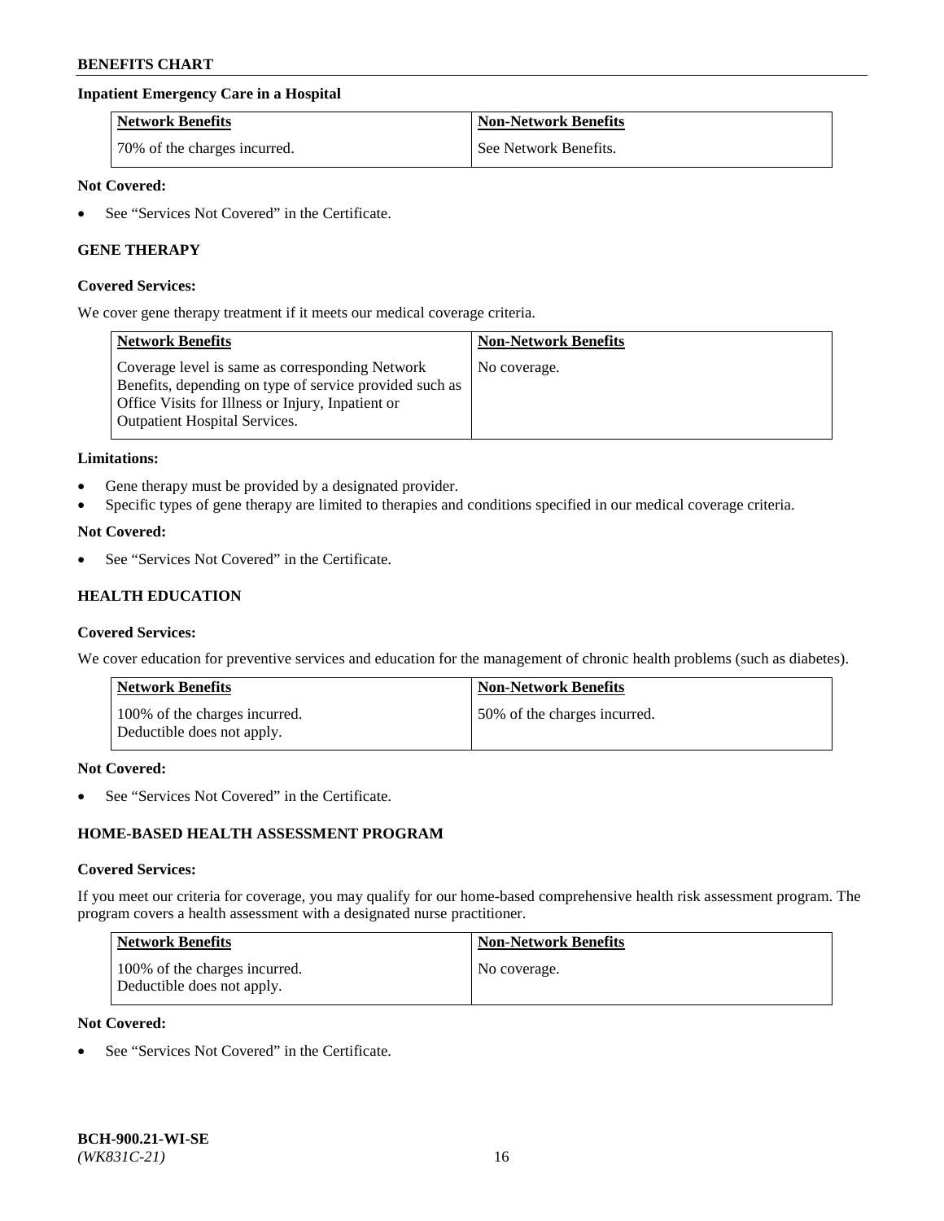### Inpatient Emergency Care in a Hospital

| Network Benefits | Non-Network Benefits |
|---|---|
| 70% of the charges incurred. | See Network Benefits. |

**Not Covered:**

- See "Services Not Covered" in the Certificate.

## GENE THERAPY

**Covered Services:**

We cover gene therapy treatment if it meets our medical coverage criteria.

| Network Benefits | Non-Network Benefits |
|---|---|
| Coverage level is same as corresponding Network Benefits, depending on type of service provided such as Office Visits for Illness or Injury, Inpatient or Outpatient Hospital Services. | No coverage. |

**Limitations:**

- Gene therapy must be provided by a designated provider.
- Specific types of gene therapy are limited to therapies and conditions specified in our medical coverage criteria.

**Not Covered:**

- See "Services Not Covered" in the Certificate.

## HEALTH EDUCATION

**Covered Services:**

We cover education for preventive services and education for the management of chronic health problems (such as diabetes).

| Network Benefits | Non-Network Benefits |
|---|---|
| 100% of the charges incurred. Deductible does not apply. | 50% of the charges incurred. |

**Not Covered:**

- See "Services Not Covered" in the Certificate.

## HOME-BASED HEALTH ASSESSMENT PROGRAM

**Covered Services:**

If you meet our criteria for coverage, you may qualify for our home-based comprehensive health risk assessment program. The program covers a health assessment with a designated nurse practitioner.

| Network Benefits | Non-Network Benefits |
|---|---|
| 100% of the charges incurred. Deductible does not apply. | No coverage. |

**Not Covered:**

- See "Services Not Covered" in the Certificate.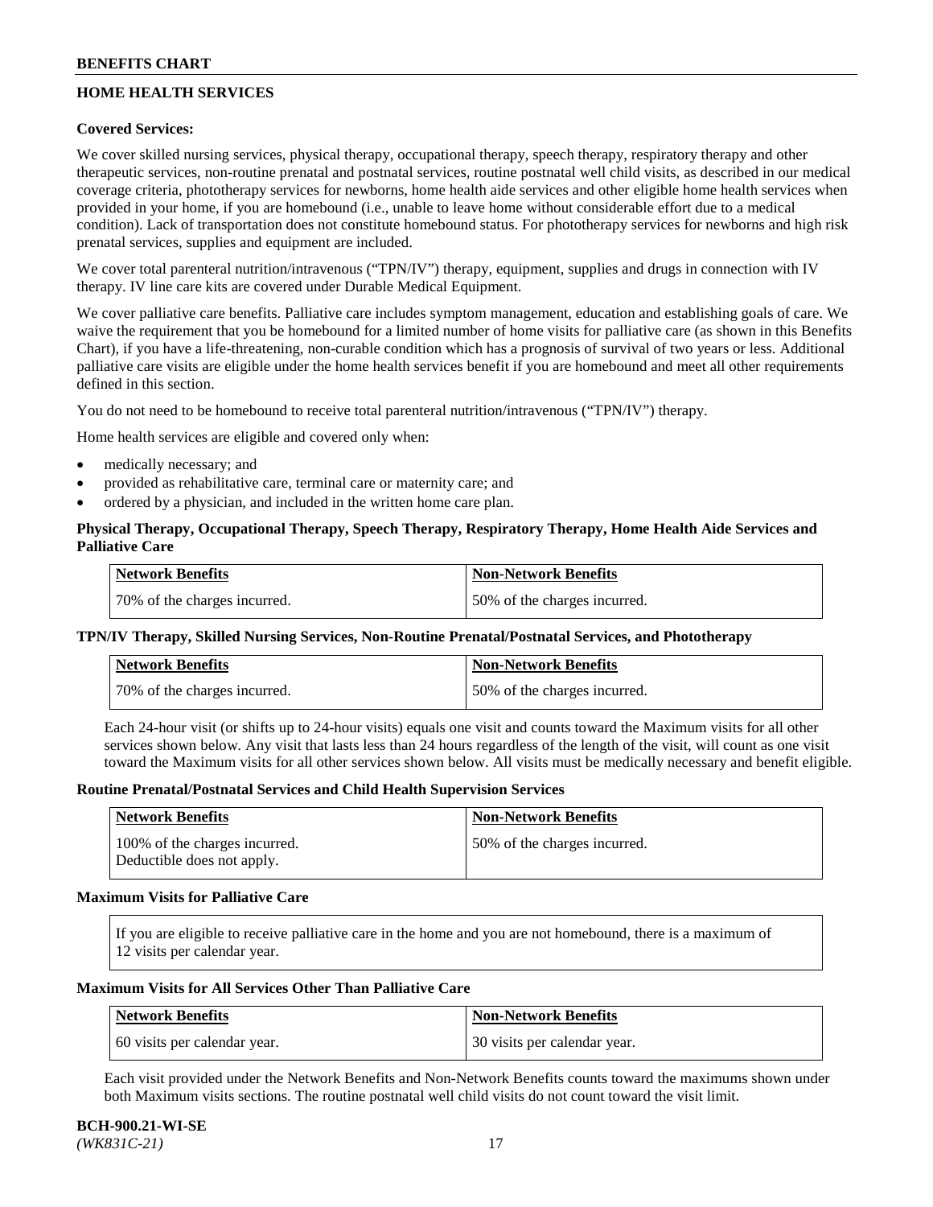## HOME HEALTH SERVICES

**Covered Services:**

We cover skilled nursing services, physical therapy, occupational therapy, speech therapy, respiratory therapy and other therapeutic services, non-routine prenatal and postnatal services, routine postnatal well child visits, as described in our medical coverage criteria, phototherapy services for newborns, home health aide services and other eligible home health services when provided in your home, if you are homebound (i.e., unable to leave home without considerable effort due to a medical condition). Lack of transportation does not constitute homebound status. For phototherapy services for newborns and high risk prenatal services, supplies and equipment are included.

We cover total parenteral nutrition/intravenous ("TPN/IV") therapy, equipment, supplies and drugs in connection with IV therapy. IV line care kits are covered under Durable Medical Equipment.

We cover palliative care benefits. Palliative care includes symptom management, education and establishing goals of care. We waive the requirement that you be homebound for a limited number of home visits for palliative care (as shown in this Benefits Chart), if you have a life-threatening, non-curable condition which has a prognosis of survival of two years or less. Additional palliative care visits are eligible under the home health services benefit if you are homebound and meet all other requirements defined in this section.

You do not need to be homebound to receive total parenteral nutrition/intravenous ("TPN/IV") therapy.

Home health services are eligible and covered only when:

- medically necessary; and
- provided as rehabilitative care, terminal care or maternity care; and
- ordered by a physician, and included in the written home care plan.

**Physical Therapy, Occupational Therapy, Speech Therapy, Respiratory Therapy, Home Health Aide Services and Palliative Care**

| Network Benefits | Non-Network Benefits |
|---|---|
| 70% of the charges incurred. | 50% of the charges incurred. |

**TPN/IV Therapy, Skilled Nursing Services, Non-Routine Prenatal/Postnatal Services, and Phototherapy**

| Network Benefits | Non-Network Benefits |
|---|---|
| 70% of the charges incurred. | 50% of the charges incurred. |

Each 24-hour visit (or shifts up to 24-hour visits) equals one visit and counts toward the Maximum visits for all other services shown below. Any visit that lasts less than 24 hours regardless of the length of the visit, will count as one visit toward the Maximum visits for all other services shown below. All visits must be medically necessary and benefit eligible.

**Routine Prenatal/Postnatal Services and Child Health Supervision Services**

| Network Benefits | Non-Network Benefits |
|---|---|
| 100% of the charges incurred. Deductible does not apply. | 50% of the charges incurred. |

**Maximum Visits for Palliative Care**

If you are eligible to receive palliative care in the home and you are not homebound, there is a maximum of 12 visits per calendar year.

**Maximum Visits for All Services Other Than Palliative Care**

| Network Benefits | Non-Network Benefits |
|---|---|
| 60 visits per calendar year. | 30 visits per calendar year. |

Each visit provided under the Network Benefits and Non-Network Benefits counts toward the maximums shown under both Maximum visits sections. The routine postnatal well child visits do not count toward the visit limit.

**BCH-900.21-WI-SE**
*(WK831C-21)*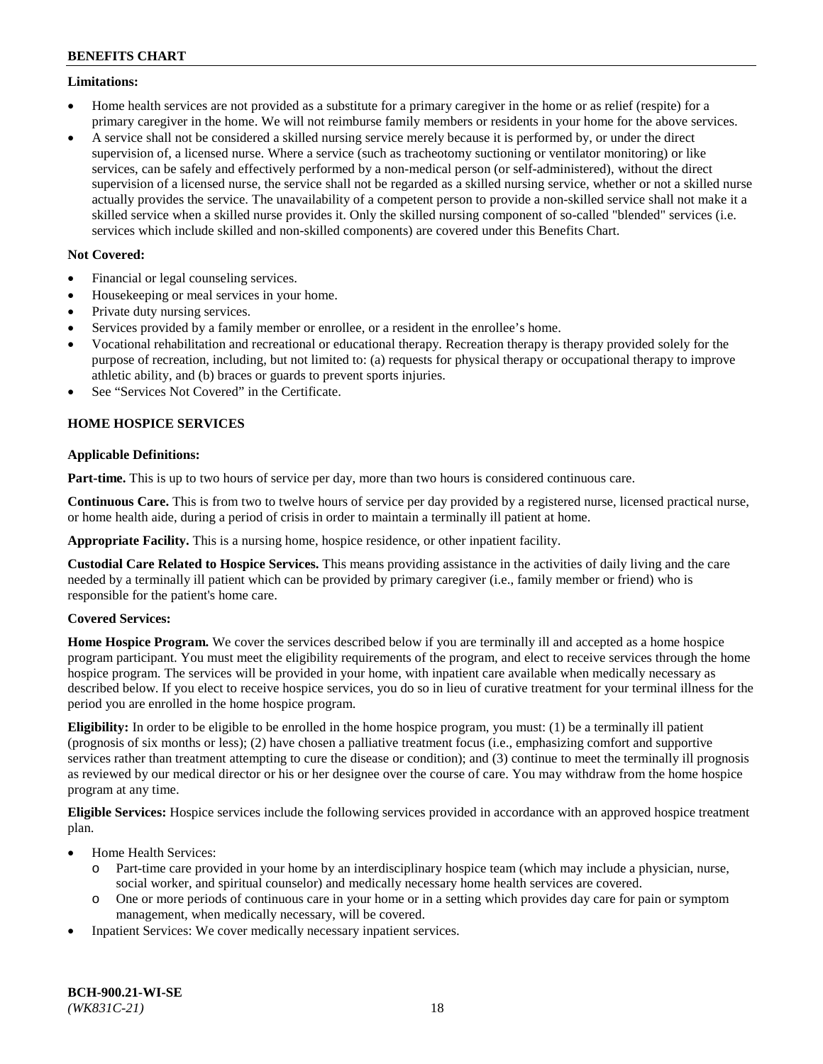**Limitations:**

- Home health services are not provided as a substitute for a primary caregiver in the home or as relief (respite) for a primary caregiver in the home. We will not reimburse family members or residents in your home for the above services.
- A service shall not be considered a skilled nursing service merely because it is performed by, or under the direct supervision of, a licensed nurse. Where a service (such as tracheotomy suctioning or ventilator monitoring) or like services, can be safely and effectively performed by a non-medical person (or self-administered), without the direct supervision of a licensed nurse, the service shall not be regarded as a skilled nursing service, whether or not a skilled nurse actually provides the service. The unavailability of a competent person to provide a non-skilled service shall not make it a skilled service when a skilled nurse provides it. Only the skilled nursing component of so-called "blended" services (i.e. services which include skilled and non-skilled components) are covered under this Benefits Chart.

**Not Covered:**

- Financial or legal counseling services.
- Housekeeping or meal services in your home.
- Private duty nursing services.
- Services provided by a family member or enrollee, or a resident in the enrollee's home.
- Vocational rehabilitation and recreational or educational therapy. Recreation therapy is therapy provided solely for the purpose of recreation, including, but not limited to: (a) requests for physical therapy or occupational therapy to improve athletic ability, and (b) braces or guards to prevent sports injuries.
- See "Services Not Covered" in the Certificate.

### HOME HOSPICE SERVICES

**Applicable Definitions:**

**Part-time.** This is up to two hours of service per day, more than two hours is considered continuous care.

**Continuous Care.** This is from two to twelve hours of service per day provided by a registered nurse, licensed practical nurse, or home health aide, during a period of crisis in order to maintain a terminally ill patient at home.

**Appropriate Facility.** This is a nursing home, hospice residence, or other inpatient facility.

**Custodial Care Related to Hospice Services.** This means providing assistance in the activities of daily living and the care needed by a terminally ill patient which can be provided by primary caregiver (i.e., family member or friend) who is responsible for the patient's home care.

**Covered Services:**

**Home Hospice Program.** We cover the services described below if you are terminally ill and accepted as a home hospice program participant. You must meet the eligibility requirements of the program, and elect to receive services through the home hospice program. The services will be provided in your home, with inpatient care available when medically necessary as described below. If you elect to receive hospice services, you do so in lieu of curative treatment for your terminal illness for the period you are enrolled in the home hospice program.

**Eligibility:** In order to be eligible to be enrolled in the home hospice program, you must: (1) be a terminally ill patient (prognosis of six months or less); (2) have chosen a palliative treatment focus (i.e., emphasizing comfort and supportive services rather than treatment attempting to cure the disease or condition); and (3) continue to meet the terminally ill prognosis as reviewed by our medical director or his or her designee over the course of care. You may withdraw from the home hospice program at any time.

**Eligible Services:** Hospice services include the following services provided in accordance with an approved hospice treatment plan.

- Home Health Services:
  - Part-time care provided in your home by an interdisciplinary hospice team (which may include a physician, nurse, social worker, and spiritual counselor) and medically necessary home health services are covered.
  - One or more periods of continuous care in your home or in a setting which provides day care for pain or symptom management, when medically necessary, will be covered.
- Inpatient Services: We cover medically necessary inpatient services.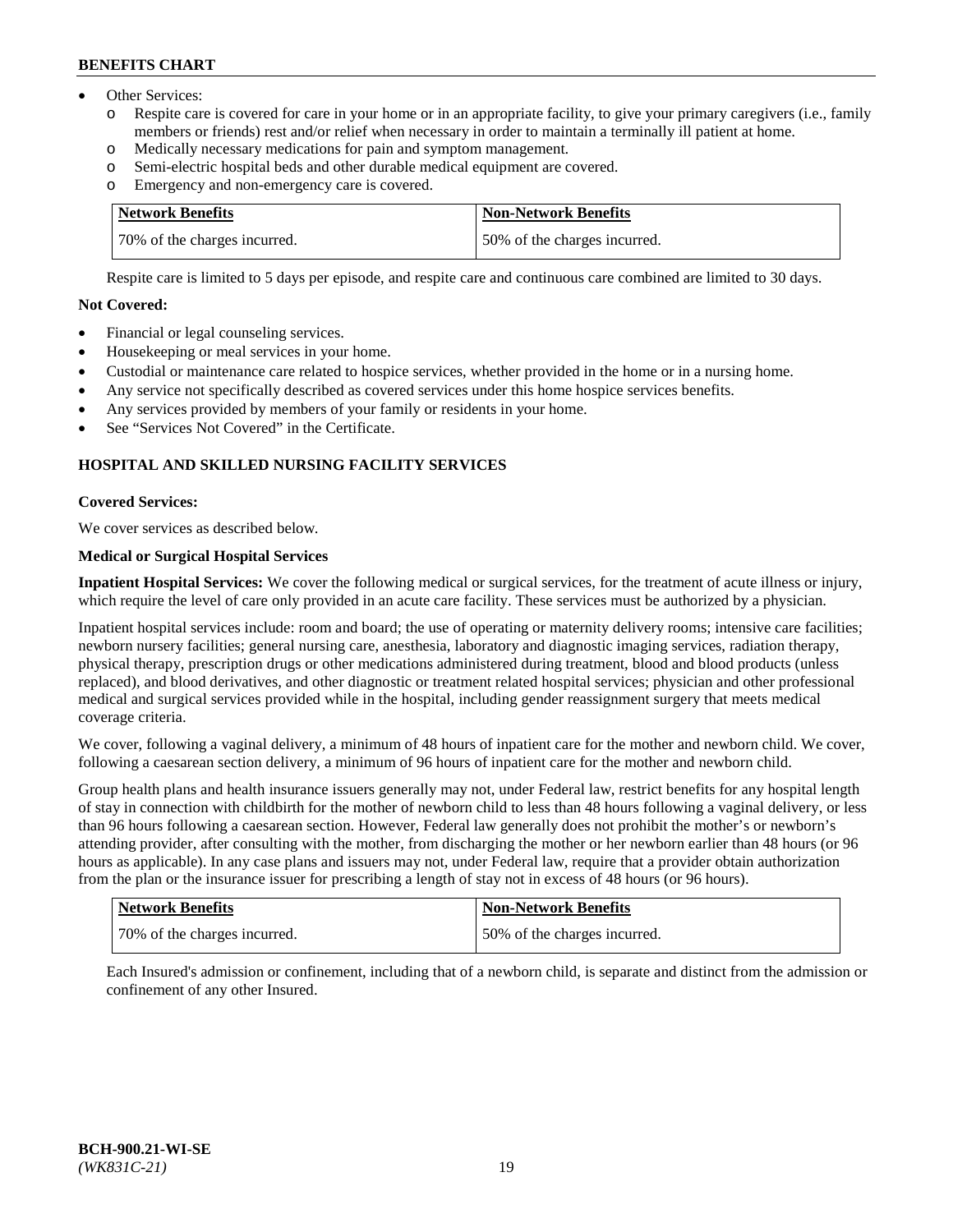- Other Services:
  - o Respite care is covered for care in your home or in an appropriate facility, to give your primary caregivers (i.e., family members or friends) rest and/or relief when necessary in order to maintain a terminally ill patient at home.
  - o Medically necessary medications for pain and symptom management.
  - o Semi-electric hospital beds and other durable medical equipment are covered.
  - o Emergency and non-emergency care is covered.

| Network Benefits | Non-Network Benefits |
| --- | --- |
| 70% of the charges incurred. | 50% of the charges incurred. |

Respite care is limited to 5 days per episode, and respite care and continuous care combined are limited to 30 days.

**Not Covered:**

- Financial or legal counseling services.
- Housekeeping or meal services in your home.
- Custodial or maintenance care related to hospice services, whether provided in the home or in a nursing home.
- Any service not specifically described as covered services under this home hospice services benefits.
- Any services provided by members of your family or residents in your home.
- See "Services Not Covered" in the Certificate.

## HOSPITAL AND SKILLED NURSING FACILITY SERVICES

**Covered Services:**

We cover services as described below.

**Medical or Surgical Hospital Services**

**Inpatient Hospital Services:** We cover the following medical or surgical services, for the treatment of acute illness or injury, which require the level of care only provided in an acute care facility. These services must be authorized by a physician.

Inpatient hospital services include: room and board; the use of operating or maternity delivery rooms; intensive care facilities; newborn nursery facilities; general nursing care, anesthesia, laboratory and diagnostic imaging services, radiation therapy, physical therapy, prescription drugs or other medications administered during treatment, blood and blood products (unless replaced), and blood derivatives, and other diagnostic or treatment related hospital services; physician and other professional medical and surgical services provided while in the hospital, including gender reassignment surgery that meets medical coverage criteria.

We cover, following a vaginal delivery, a minimum of 48 hours of inpatient care for the mother and newborn child. We cover, following a caesarean section delivery, a minimum of 96 hours of inpatient care for the mother and newborn child.

Group health plans and health insurance issuers generally may not, under Federal law, restrict benefits for any hospital length of stay in connection with childbirth for the mother of newborn child to less than 48 hours following a vaginal delivery, or less than 96 hours following a caesarean section. However, Federal law generally does not prohibit the mother's or newborn's attending provider, after consulting with the mother, from discharging the mother or her newborn earlier than 48 hours (or 96 hours as applicable). In any case plans and issuers may not, under Federal law, require that a provider obtain authorization from the plan or the insurance issuer for prescribing a length of stay not in excess of 48 hours (or 96 hours).

| Network Benefits | Non-Network Benefits |
| --- | --- |
| 70% of the charges incurred. | 50% of the charges incurred. |

Each Insured's admission or confinement, including that of a newborn child, is separate and distinct from the admission or confinement of any other Insured.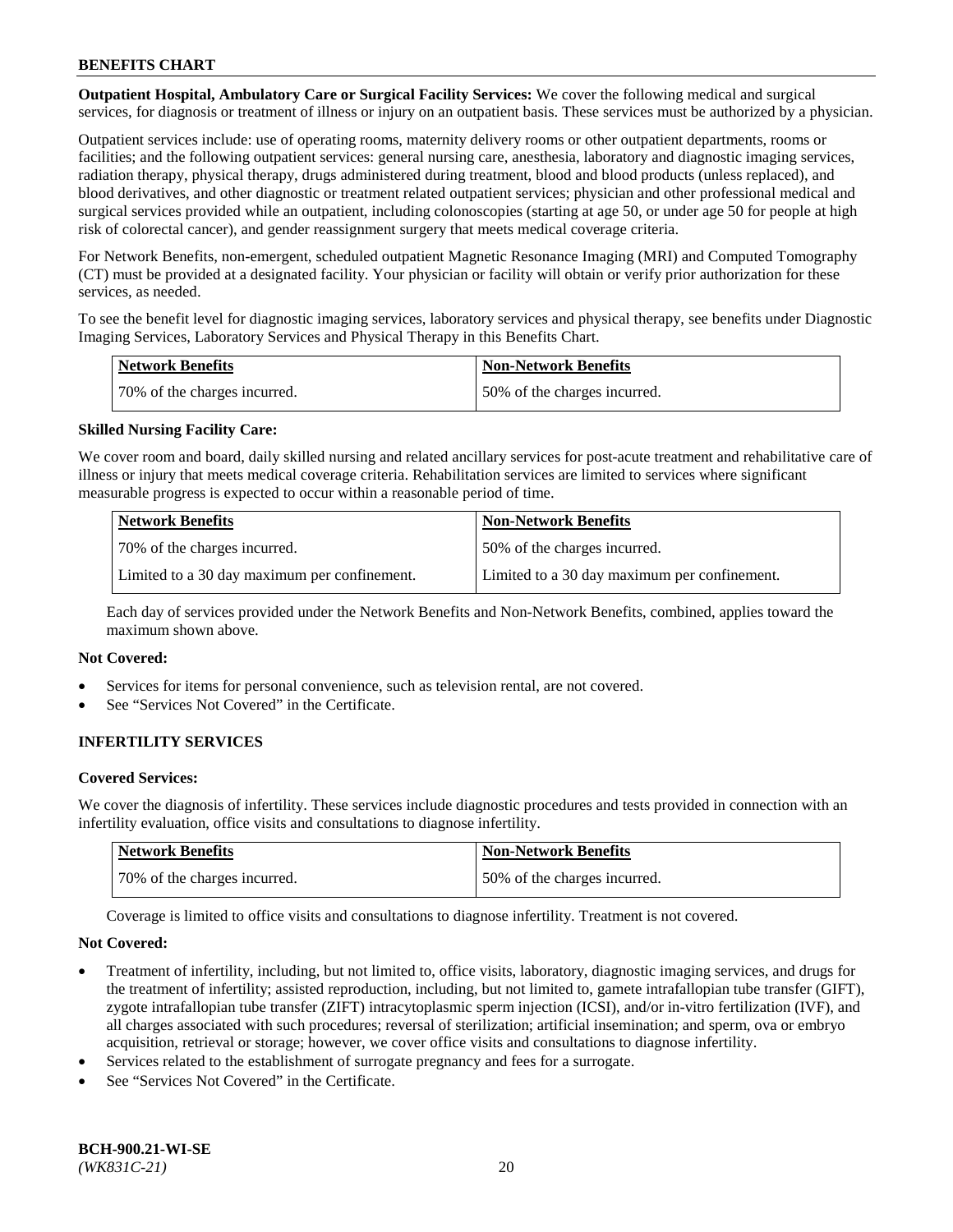**Outpatient Hospital, Ambulatory Care or Surgical Facility Services:** We cover the following medical and surgical services, for diagnosis or treatment of illness or injury on an outpatient basis. These services must be authorized by a physician.

Outpatient services include: use of operating rooms, maternity delivery rooms or other outpatient departments, rooms or facilities; and the following outpatient services: general nursing care, anesthesia, laboratory and diagnostic imaging services, radiation therapy, physical therapy, drugs administered during treatment, blood and blood products (unless replaced), and blood derivatives, and other diagnostic or treatment related outpatient services; physician and other professional medical and surgical services provided while an outpatient, including colonoscopies (starting at age 50, or under age 50 for people at high risk of colorectal cancer), and gender reassignment surgery that meets medical coverage criteria.

For Network Benefits, non-emergent, scheduled outpatient Magnetic Resonance Imaging (MRI) and Computed Tomography (CT) must be provided at a designated facility. Your physician or facility will obtain or verify prior authorization for these services, as needed.

To see the benefit level for diagnostic imaging services, laboratory services and physical therapy, see benefits under Diagnostic Imaging Services, Laboratory Services and Physical Therapy in this Benefits Chart.

| Network Benefits | Non-Network Benefits |
|---|---|
| 70% of the charges incurred. | 50% of the charges incurred. |

**Skilled Nursing Facility Care:**

We cover room and board, daily skilled nursing and related ancillary services for post-acute treatment and rehabilitative care of illness or injury that meets medical coverage criteria. Rehabilitation services are limited to services where significant measurable progress is expected to occur within a reasonable period of time.

| Network Benefits | Non-Network Benefits |
|---|---|
| 70% of the charges incurred. | 50% of the charges incurred. |
| Limited to a 30 day maximum per confinement. | Limited to a 30 day maximum per confinement. |

Each day of services provided under the Network Benefits and Non-Network Benefits, combined, applies toward the maximum shown above.

**Not Covered:**

- Services for items for personal convenience, such as television rental, are not covered.
- See "Services Not Covered" in the Certificate.

## INFERTILITY SERVICES

**Covered Services:**

We cover the diagnosis of infertility. These services include diagnostic procedures and tests provided in connection with an infertility evaluation, office visits and consultations to diagnose infertility.

| Network Benefits | Non-Network Benefits |
|---|---|
| 70% of the charges incurred. | 50% of the charges incurred. |

Coverage is limited to office visits and consultations to diagnose infertility. Treatment is not covered.

**Not Covered:**

- Treatment of infertility, including, but not limited to, office visits, laboratory, diagnostic imaging services, and drugs for the treatment of infertility; assisted reproduction, including, but not limited to, gamete intrafallopian tube transfer (GIFT), zygote intrafallopian tube transfer (ZIFT) intracytoplasmic sperm injection (ICSI), and/or in-vitro fertilization (IVF), and all charges associated with such procedures; reversal of sterilization; artificial insemination; and sperm, ova or embryo acquisition, retrieval or storage; however, we cover office visits and consultations to diagnose infertility.
- Services related to the establishment of surrogate pregnancy and fees for a surrogate.
- See "Services Not Covered" in the Certificate.

**BCH-900.21-WI-SE**
*(WK831C-21)*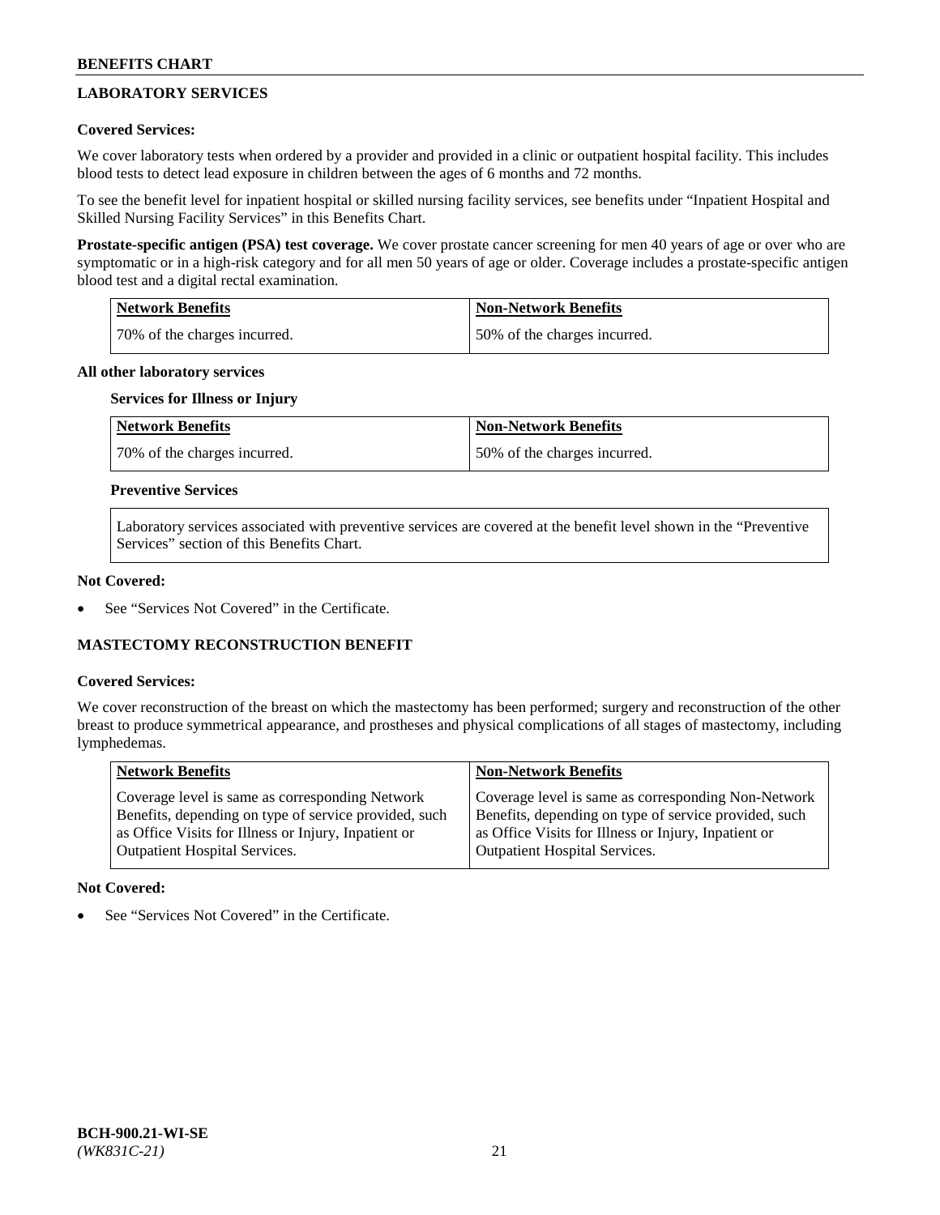## LABORATORY SERVICES

### Covered Services:

We cover laboratory tests when ordered by a provider and provided in a clinic or outpatient hospital facility. This includes blood tests to detect lead exposure in children between the ages of 6 months and 72 months.

To see the benefit level for inpatient hospital or skilled nursing facility services, see benefits under "Inpatient Hospital and Skilled Nursing Facility Services" in this Benefits Chart.

**Prostate-specific antigen (PSA) test coverage.** We cover prostate cancer screening for men 40 years of age or over who are symptomatic or in a high-risk category and for all men 50 years of age or older. Coverage includes a prostate-specific antigen blood test and a digital rectal examination.

| Network Benefits | Non-Network Benefits |
|---|---|
| 70% of the charges incurred. | 50% of the charges incurred. |

**All other laboratory services**

**Services for Illness or Injury**

| Network Benefits | Non-Network Benefits |
|---|---|
| 70% of the charges incurred. | 50% of the charges incurred. |

**Preventive Services**

Laboratory services associated with preventive services are covered at the benefit level shown in the "Preventive Services" section of this Benefits Chart.

### Not Covered:

- See "Services Not Covered" in the Certificate.

## MASTECTOMY RECONSTRUCTION BENEFIT

### Covered Services:

We cover reconstruction of the breast on which the mastectomy has been performed; surgery and reconstruction of the other breast to produce symmetrical appearance, and prostheses and physical complications of all stages of mastectomy, including lymphedemas.

| Network Benefits | Non-Network Benefits |
|---|---|
| Coverage level is same as corresponding Network Benefits, depending on type of service provided, such as Office Visits for Illness or Injury, Inpatient or Outpatient Hospital Services. | Coverage level is same as corresponding Non-Network Benefits, depending on type of service provided, such as Office Visits for Illness or Injury, Inpatient or Outpatient Hospital Services. |

### Not Covered:

- See "Services Not Covered" in the Certificate.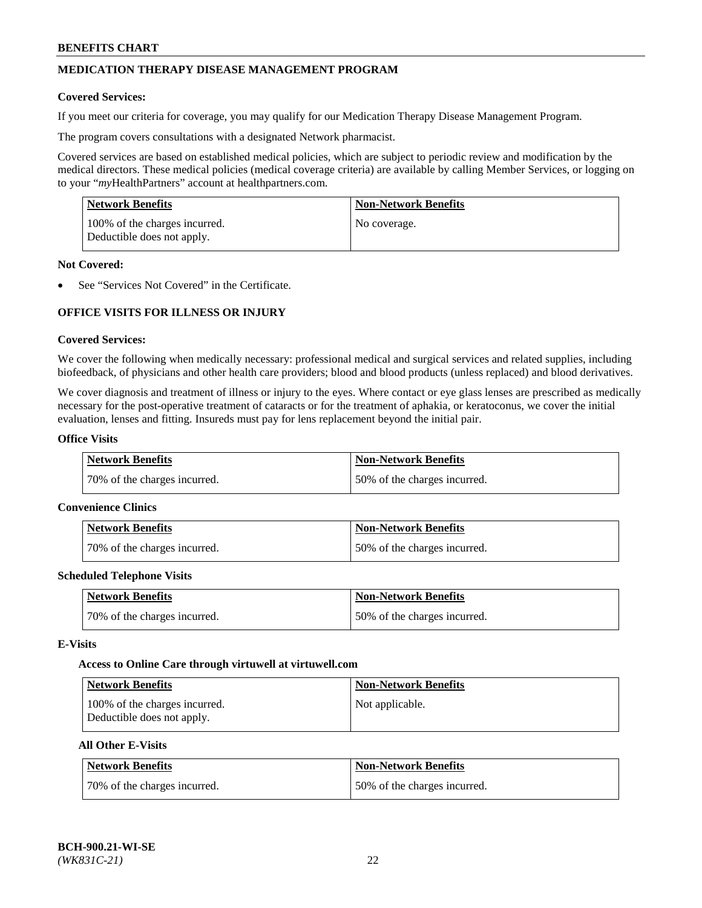## MEDICATION THERAPY DISEASE MANAGEMENT PROGRAM

**Covered Services:**

If you meet our criteria for coverage, you may qualify for our Medication Therapy Disease Management Program.

The program covers consultations with a designated Network pharmacist.

Covered services are based on established medical policies, which are subject to periodic review and modification by the medical directors. These medical policies (medical coverage criteria) are available by calling Member Services, or logging on to your "*my*HealthPartners" account at healthpartners.com.

| Network Benefits | Non-Network Benefits |
|---|---|
| 100% of the charges incurred. Deductible does not apply. | No coverage. |

**Not Covered:**

- See "Services Not Covered" in the Certificate.

## OFFICE VISITS FOR ILLNESS OR INJURY

**Covered Services:**

We cover the following when medically necessary: professional medical and surgical services and related supplies, including biofeedback, of physicians and other health care providers; blood and blood products (unless replaced) and blood derivatives.

We cover diagnosis and treatment of illness or injury to the eyes. Where contact or eye glass lenses are prescribed as medically necessary for the post-operative treatment of cataracts or for the treatment of aphakia, or keratoconus, we cover the initial evaluation, lenses and fitting. Insureds must pay for lens replacement beyond the initial pair.

**Office Visits**

| Network Benefits | Non-Network Benefits |
|---|---|
| 70% of the charges incurred. | 50% of the charges incurred. |

**Convenience Clinics**

| Network Benefits | Non-Network Benefits |
|---|---|
| 70% of the charges incurred. | 50% of the charges incurred. |

**Scheduled Telephone Visits**

| Network Benefits | Non-Network Benefits |
|---|---|
| 70% of the charges incurred. | 50% of the charges incurred. |

**E-Visits**

**Access to Online Care through virtuwell at virtuwell.com**

| Network Benefits | Non-Network Benefits |
|---|---|
| 100% of the charges incurred. Deductible does not apply. | Not applicable. |

**All Other E-Visits**

| Network Benefits | Non-Network Benefits |
|---|---|
| 70% of the charges incurred. | 50% of the charges incurred. |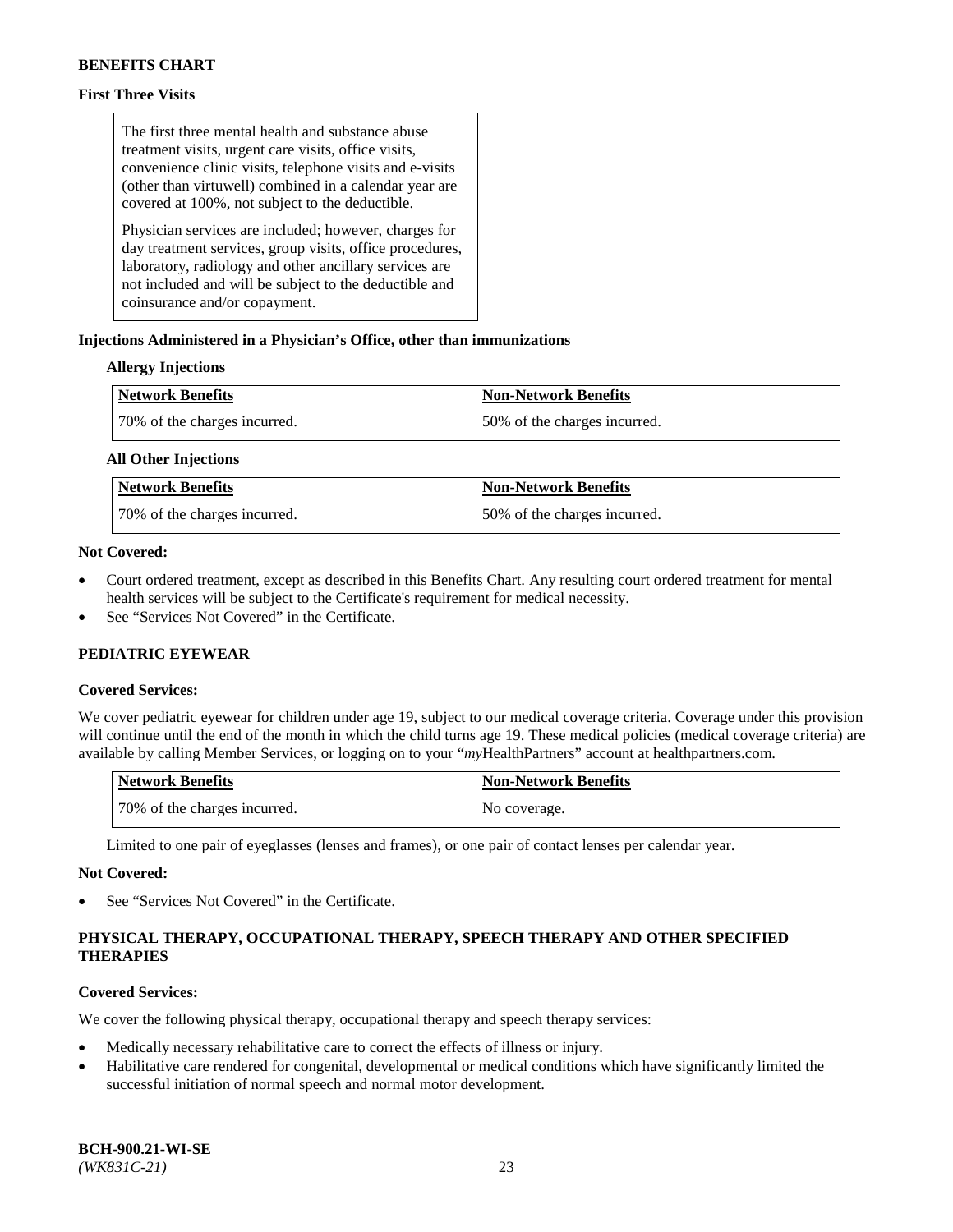**First Three Visits**

The first three mental health and substance abuse treatment visits, urgent care visits, office visits, convenience clinic visits, telephone visits and e-visits (other than virtuwell) combined in a calendar year are covered at 100%, not subject to the deductible.

Physician services are included; however, charges for day treatment services, group visits, office procedures, laboratory, radiology and other ancillary services are not included and will be subject to the deductible and coinsurance and/or copayment.

**Injections Administered in a Physician's Office, other than immunizations**

**Allergy Injections**

| Network Benefits | Non-Network Benefits |
| --- | --- |
| 70% of the charges incurred. | 50% of the charges incurred. |

**All Other Injections**

| Network Benefits | Non-Network Benefits |
| --- | --- |
| 70% of the charges incurred. | 50% of the charges incurred. |

**Not Covered:**

- Court ordered treatment, except as described in this Benefits Chart. Any resulting court ordered treatment for mental health services will be subject to the Certificate's requirement for medical necessity.
- See "Services Not Covered" in the Certificate.

## PEDIATRIC EYEWEAR

**Covered Services:**

We cover pediatric eyewear for children under age 19, subject to our medical coverage criteria. Coverage under this provision will continue until the end of the month in which the child turns age 19. These medical policies (medical coverage criteria) are available by calling Member Services, or logging on to your "*my*HealthPartners" account at healthpartners.com.

| Network Benefits | Non-Network Benefits |
| --- | --- |
| 70% of the charges incurred. | No coverage. |

Limited to one pair of eyeglasses (lenses and frames), or one pair of contact lenses per calendar year.

**Not Covered:**

- See "Services Not Covered" in the Certificate.

## PHYSICAL THERAPY, OCCUPATIONAL THERAPY, SPEECH THERAPY AND OTHER SPECIFIED THERAPIES

**Covered Services:**

We cover the following physical therapy, occupational therapy and speech therapy services:

- Medically necessary rehabilitative care to correct the effects of illness or injury.
- Habilitative care rendered for congenital, developmental or medical conditions which have significantly limited the successful initiation of normal speech and normal motor development.

**BCH-900.21-WI-SE**
*(WK831C-21)*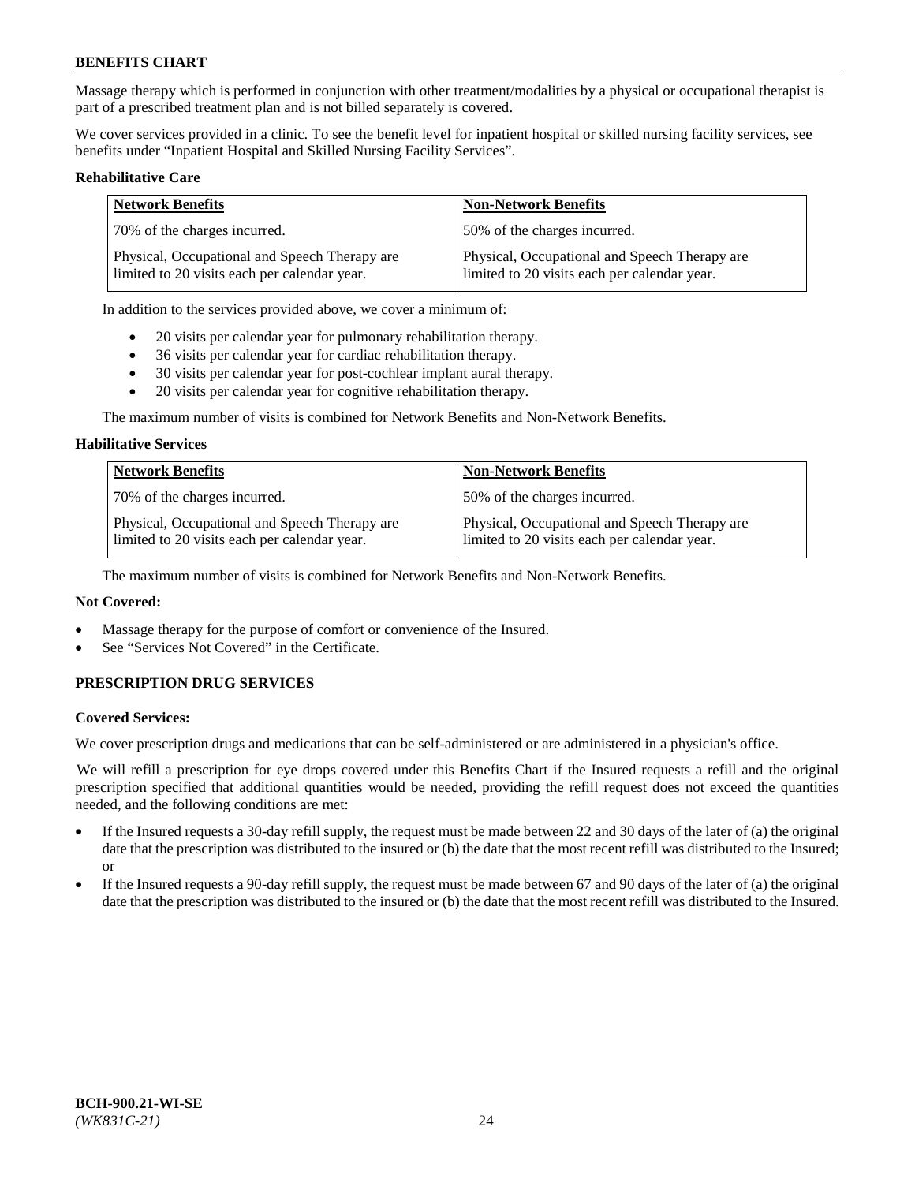Massage therapy which is performed in conjunction with other treatment/modalities by a physical or occupational therapist is part of a prescribed treatment plan and is not billed separately is covered.

We cover services provided in a clinic. To see the benefit level for inpatient hospital or skilled nursing facility services, see benefits under "Inpatient Hospital and Skilled Nursing Facility Services".

**Rehabilitative Care**

| Network Benefits | Non-Network Benefits |
|---|---|
| 70% of the charges incurred. | 50% of the charges incurred. |
| Physical, Occupational and Speech Therapy are limited to 20 visits each per calendar year. | Physical, Occupational and Speech Therapy are limited to 20 visits each per calendar year. |

In addition to the services provided above, we cover a minimum of:

- 20 visits per calendar year for pulmonary rehabilitation therapy.
- 36 visits per calendar year for cardiac rehabilitation therapy.
- 30 visits per calendar year for post-cochlear implant aural therapy.
- 20 visits per calendar year for cognitive rehabilitation therapy.

The maximum number of visits is combined for Network Benefits and Non-Network Benefits.

**Habilitative Services**

| Network Benefits | Non-Network Benefits |
|---|---|
| 70% of the charges incurred. | 50% of the charges incurred. |
| Physical, Occupational and Speech Therapy are limited to 20 visits each per calendar year. | Physical, Occupational and Speech Therapy are limited to 20 visits each per calendar year. |

The maximum number of visits is combined for Network Benefits and Non-Network Benefits.

**Not Covered:**

- Massage therapy for the purpose of comfort or convenience of the Insured.
- See "Services Not Covered" in the Certificate.

## PRESCRIPTION DRUG SERVICES

**Covered Services:**

We cover prescription drugs and medications that can be self-administered or are administered in a physician's office.

We will refill a prescription for eye drops covered under this Benefits Chart if the Insured requests a refill and the original prescription specified that additional quantities would be needed, providing the refill request does not exceed the quantities needed, and the following conditions are met:

- If the Insured requests a 30-day refill supply, the request must be made between 22 and 30 days of the later of (a) the original date that the prescription was distributed to the insured or (b) the date that the most recent refill was distributed to the Insured; or
- If the Insured requests a 90-day refill supply, the request must be made between 67 and 90 days of the later of (a) the original date that the prescription was distributed to the insured or (b) the date that the most recent refill was distributed to the Insured.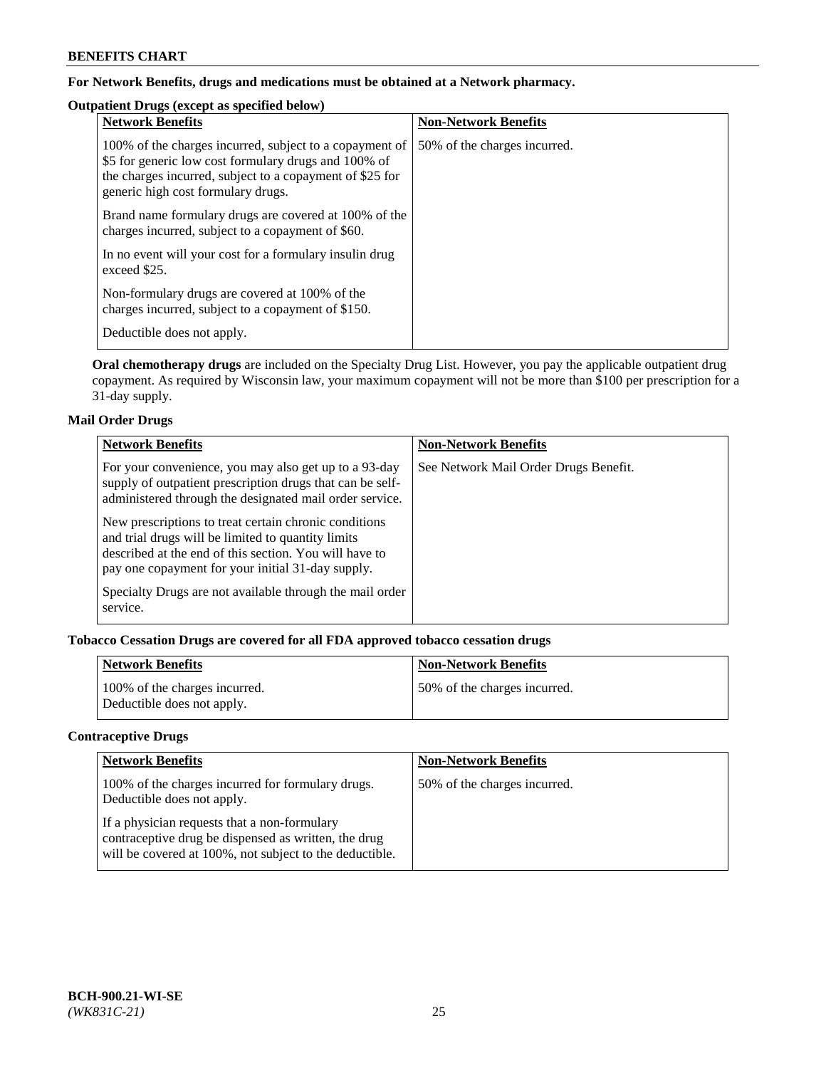**For Network Benefits, drugs and medications must be obtained at a Network pharmacy.**

**Outpatient Drugs (except as specified below)**

| Network Benefits | Non-Network Benefits |
|---|---|
| 100% of the charges incurred, subject to a copayment of $5 for generic low cost formulary drugs and 100% of the charges incurred, subject to a copayment of $25 for generic high cost formulary drugs.<br><br>Brand name formulary drugs are covered at 100% of the charges incurred, subject to a copayment of $60.<br><br>In no event will your cost for a formulary insulin drug exceed $25.<br><br>Non-formulary drugs are covered at 100% of the charges incurred, subject to a copayment of $150.<br><br>Deductible does not apply. | 50% of the charges incurred. |

**Oral chemotherapy drugs** are included on the Specialty Drug List. However, you pay the applicable outpatient drug copayment. As required by Wisconsin law, your maximum copayment will not be more than $100 per prescription for a 31-day supply.

**Mail Order Drugs**

| Network Benefits | Non-Network Benefits |
|---|---|
| For your convenience, you may also get up to a 93-day supply of outpatient prescription drugs that can be self-administered through the designated mail order service.<br><br>New prescriptions to treat certain chronic conditions and trial drugs will be limited to quantity limits described at the end of this section. You will have to pay one copayment for your initial 31-day supply.<br><br>Specialty Drugs are not available through the mail order service. | See Network Mail Order Drugs Benefit. |

**Tobacco Cessation Drugs are covered for all FDA approved tobacco cessation drugs**

| Network Benefits | Non-Network Benefits |
|---|---|
| 100% of the charges incurred.<br>Deductible does not apply. | 50% of the charges incurred. |

**Contraceptive Drugs**

| Network Benefits | Non-Network Benefits |
|---|---|
| 100% of the charges incurred for formulary drugs. Deductible does not apply.<br><br>If a physician requests that a non-formulary contraceptive drug be dispensed as written, the drug will be covered at 100%, not subject to the deductible. | 50% of the charges incurred. |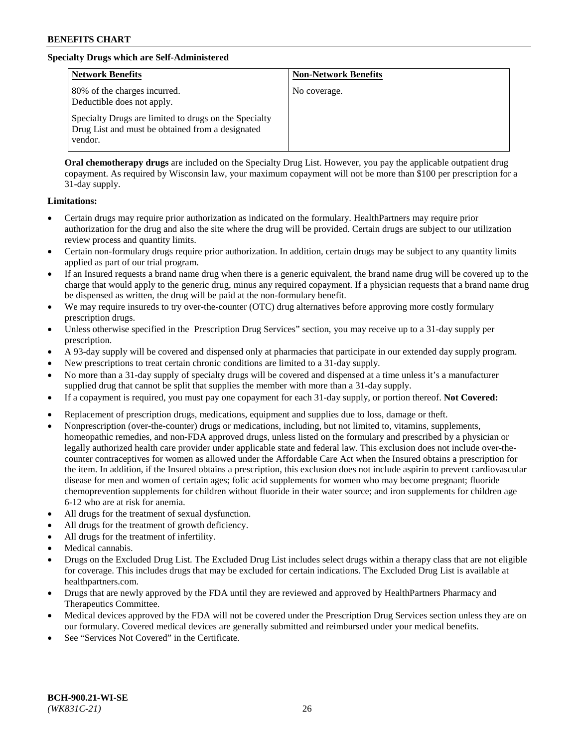### Specialty Drugs which are Self-Administered

| Network Benefits | Non-Network Benefits |
| --- | --- |
| 80% of the charges incurred. Deductible does not apply. Specialty Drugs are limited to drugs on the Specialty Drug List and must be obtained from a designated vendor. | No coverage. |

**Oral chemotherapy drugs** are included on the Specialty Drug List. However, you pay the applicable outpatient drug copayment. As required by Wisconsin law, your maximum copayment will not be more than $100 per prescription for a 31-day supply.

**Limitations:**

- Certain drugs may require prior authorization as indicated on the formulary. HealthPartners may require prior authorization for the drug and also the site where the drug will be provided. Certain drugs are subject to our utilization review process and quantity limits.
- Certain non-formulary drugs require prior authorization. In addition, certain drugs may be subject to any quantity limits applied as part of our trial program.
- If an Insured requests a brand name drug when there is a generic equivalent, the brand name drug will be covered up to the charge that would apply to the generic drug, minus any required copayment. If a physician requests that a brand name drug be dispensed as written, the drug will be paid at the non-formulary benefit.
- We may require insureds to try over-the-counter (OTC) drug alternatives before approving more costly formulary prescription drugs.
- Unless otherwise specified in the Prescription Drug Services" section, you may receive up to a 31-day supply per prescription.
- A 93-day supply will be covered and dispensed only at pharmacies that participate in our extended day supply program.
- New prescriptions to treat certain chronic conditions are limited to a 31-day supply.
- No more than a 31-day supply of specialty drugs will be covered and dispensed at a time unless it's a manufacturer supplied drug that cannot be split that supplies the member with more than a 31-day supply.
- If a copayment is required, you must pay one copayment for each 31-day supply, or portion thereof. **Not Covered:**
- Replacement of prescription drugs, medications, equipment and supplies due to loss, damage or theft.
- Nonprescription (over-the-counter) drugs or medications, including, but not limited to, vitamins, supplements, homeopathic remedies, and non-FDA approved drugs, unless listed on the formulary and prescribed by a physician or legally authorized health care provider under applicable state and federal law. This exclusion does not include over-the-counter contraceptives for women as allowed under the Affordable Care Act when the Insured obtains a prescription for the item. In addition, if the Insured obtains a prescription, this exclusion does not include aspirin to prevent cardiovascular disease for men and women of certain ages; folic acid supplements for women who may become pregnant; fluoride chemoprevention supplements for children without fluoride in their water source; and iron supplements for children age 6-12 who are at risk for anemia.
- All drugs for the treatment of sexual dysfunction.
- All drugs for the treatment of growth deficiency.
- All drugs for the treatment of infertility.
- Medical cannabis.
- Drugs on the Excluded Drug List. The Excluded Drug List includes select drugs within a therapy class that are not eligible for coverage. This includes drugs that may be excluded for certain indications. The Excluded Drug List is available at healthpartners.com.
- Drugs that are newly approved by the FDA until they are reviewed and approved by HealthPartners Pharmacy and Therapeutics Committee.
- Medical devices approved by the FDA will not be covered under the Prescription Drug Services section unless they are on our formulary. Covered medical devices are generally submitted and reimbursed under your medical benefits.
- See "Services Not Covered" in the Certificate.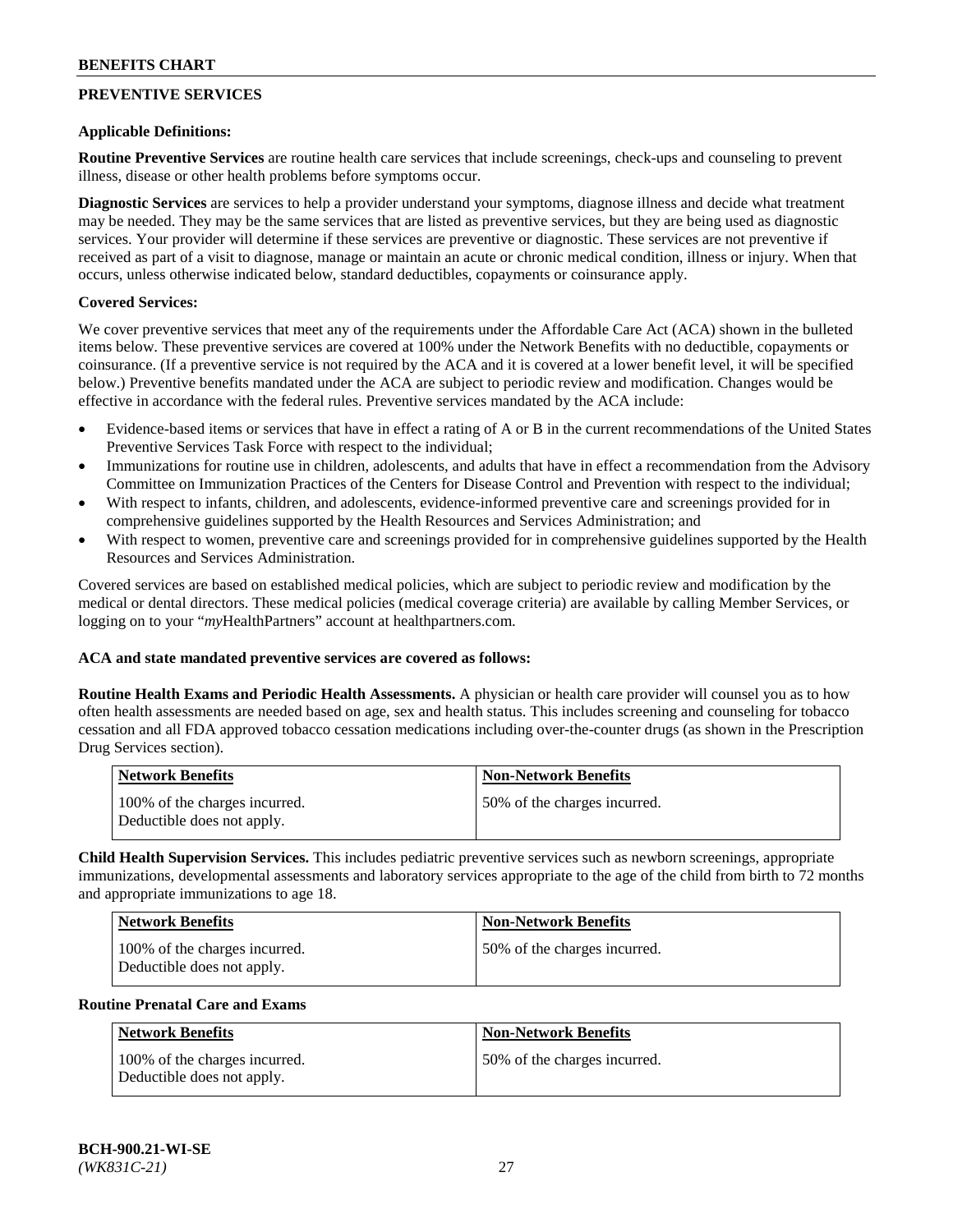## PREVENTIVE SERVICES

**Applicable Definitions:**

**Routine Preventive Services** are routine health care services that include screenings, check-ups and counseling to prevent illness, disease or other health problems before symptoms occur.

**Diagnostic Services** are services to help a provider understand your symptoms, diagnose illness and decide what treatment may be needed. They may be the same services that are listed as preventive services, but they are being used as diagnostic services. Your provider will determine if these services are preventive or diagnostic. These services are not preventive if received as part of a visit to diagnose, manage or maintain an acute or chronic medical condition, illness or injury. When that occurs, unless otherwise indicated below, standard deductibles, copayments or coinsurance apply.

**Covered Services:**

We cover preventive services that meet any of the requirements under the Affordable Care Act (ACA) shown in the bulleted items below. These preventive services are covered at 100% under the Network Benefits with no deductible, copayments or coinsurance. (If a preventive service is not required by the ACA and it is covered at a lower benefit level, it will be specified below.) Preventive benefits mandated under the ACA are subject to periodic review and modification. Changes would be effective in accordance with the federal rules. Preventive services mandated by the ACA include:

- Evidence-based items or services that have in effect a rating of A or B in the current recommendations of the United States Preventive Services Task Force with respect to the individual;
- Immunizations for routine use in children, adolescents, and adults that have in effect a recommendation from the Advisory Committee on Immunization Practices of the Centers for Disease Control and Prevention with respect to the individual;
- With respect to infants, children, and adolescents, evidence-informed preventive care and screenings provided for in comprehensive guidelines supported by the Health Resources and Services Administration; and
- With respect to women, preventive care and screenings provided for in comprehensive guidelines supported by the Health Resources and Services Administration.

Covered services are based on established medical policies, which are subject to periodic review and modification by the medical or dental directors. These medical policies (medical coverage criteria) are available by calling Member Services, or logging on to your "*my*HealthPartners" account at healthpartners.com.

**ACA and state mandated preventive services are covered as follows:**

**Routine Health Exams and Periodic Health Assessments.** A physician or health care provider will counsel you as to how often health assessments are needed based on age, sex and health status. This includes screening and counseling for tobacco cessation and all FDA approved tobacco cessation medications including over-the-counter drugs (as shown in the Prescription Drug Services section).

| Network Benefits | Non-Network Benefits |
|---|---|
| 100% of the charges incurred. Deductible does not apply. | 50% of the charges incurred. |

**Child Health Supervision Services.** This includes pediatric preventive services such as newborn screenings, appropriate immunizations, developmental assessments and laboratory services appropriate to the age of the child from birth to 72 months and appropriate immunizations to age 18.

| Network Benefits | Non-Network Benefits |
|---|---|
| 100% of the charges incurred. Deductible does not apply. | 50% of the charges incurred. |

**Routine Prenatal Care and Exams**

| Network Benefits | Non-Network Benefits |
|---|---|
| 100% of the charges incurred. Deductible does not apply. | 50% of the charges incurred. |

**BCH-900.21-WI-SE**
*(WK831C-21)*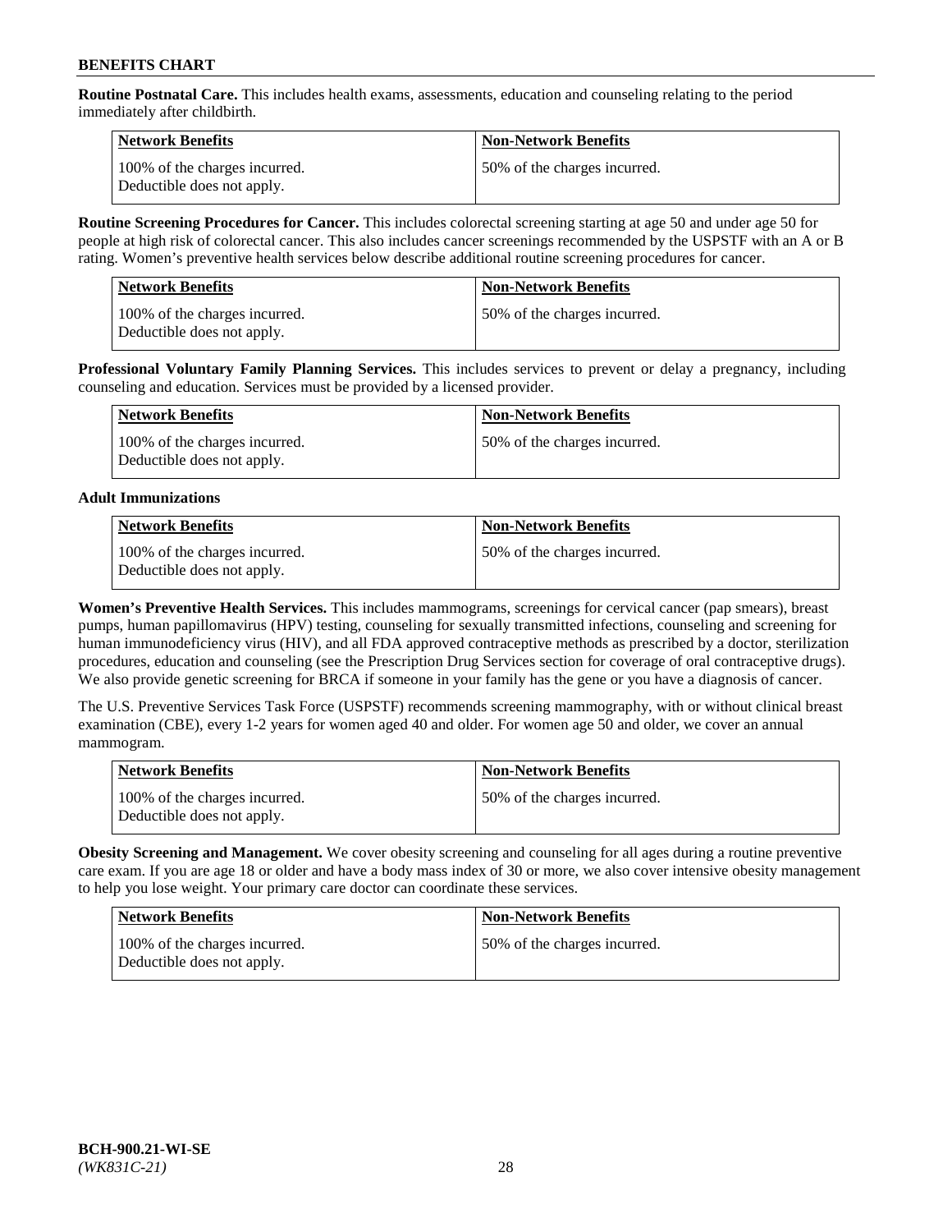**Routine Postnatal Care.** This includes health exams, assessments, education and counseling relating to the period immediately after childbirth.

| Network Benefits | Non-Network Benefits |
|---|---|
| 100% of the charges incurred. Deductible does not apply. | 50% of the charges incurred. |

**Routine Screening Procedures for Cancer.** This includes colorectal screening starting at age 50 and under age 50 for people at high risk of colorectal cancer. This also includes cancer screenings recommended by the USPSTF with an A or B rating. Women's preventive health services below describe additional routine screening procedures for cancer.

| Network Benefits | Non-Network Benefits |
|---|---|
| 100% of the charges incurred. Deductible does not apply. | 50% of the charges incurred. |

**Professional Voluntary Family Planning Services.** This includes services to prevent or delay a pregnancy, including counseling and education. Services must be provided by a licensed provider.

| Network Benefits | Non-Network Benefits |
|---|---|
| 100% of the charges incurred. Deductible does not apply. | 50% of the charges incurred. |

**Adult Immunizations**

| Network Benefits | Non-Network Benefits |
|---|---|
| 100% of the charges incurred. Deductible does not apply. | 50% of the charges incurred. |

**Women's Preventive Health Services.** This includes mammograms, screenings for cervical cancer (pap smears), breast pumps, human papillomavirus (HPV) testing, counseling for sexually transmitted infections, counseling and screening for human immunodeficiency virus (HIV), and all FDA approved contraceptive methods as prescribed by a doctor, sterilization procedures, education and counseling (see the Prescription Drug Services section for coverage of oral contraceptive drugs). We also provide genetic screening for BRCA if someone in your family has the gene or you have a diagnosis of cancer.

The U.S. Preventive Services Task Force (USPSTF) recommends screening mammography, with or without clinical breast examination (CBE), every 1-2 years for women aged 40 and older. For women age 50 and older, we cover an annual mammogram.

| Network Benefits | Non-Network Benefits |
|---|---|
| 100% of the charges incurred. Deductible does not apply. | 50% of the charges incurred. |

**Obesity Screening and Management.** We cover obesity screening and counseling for all ages during a routine preventive care exam. If you are age 18 or older and have a body mass index of 30 or more, we also cover intensive obesity management to help you lose weight. Your primary care doctor can coordinate these services.

| Network Benefits | Non-Network Benefits |
|---|---|
| 100% of the charges incurred. Deductible does not apply. | 50% of the charges incurred. |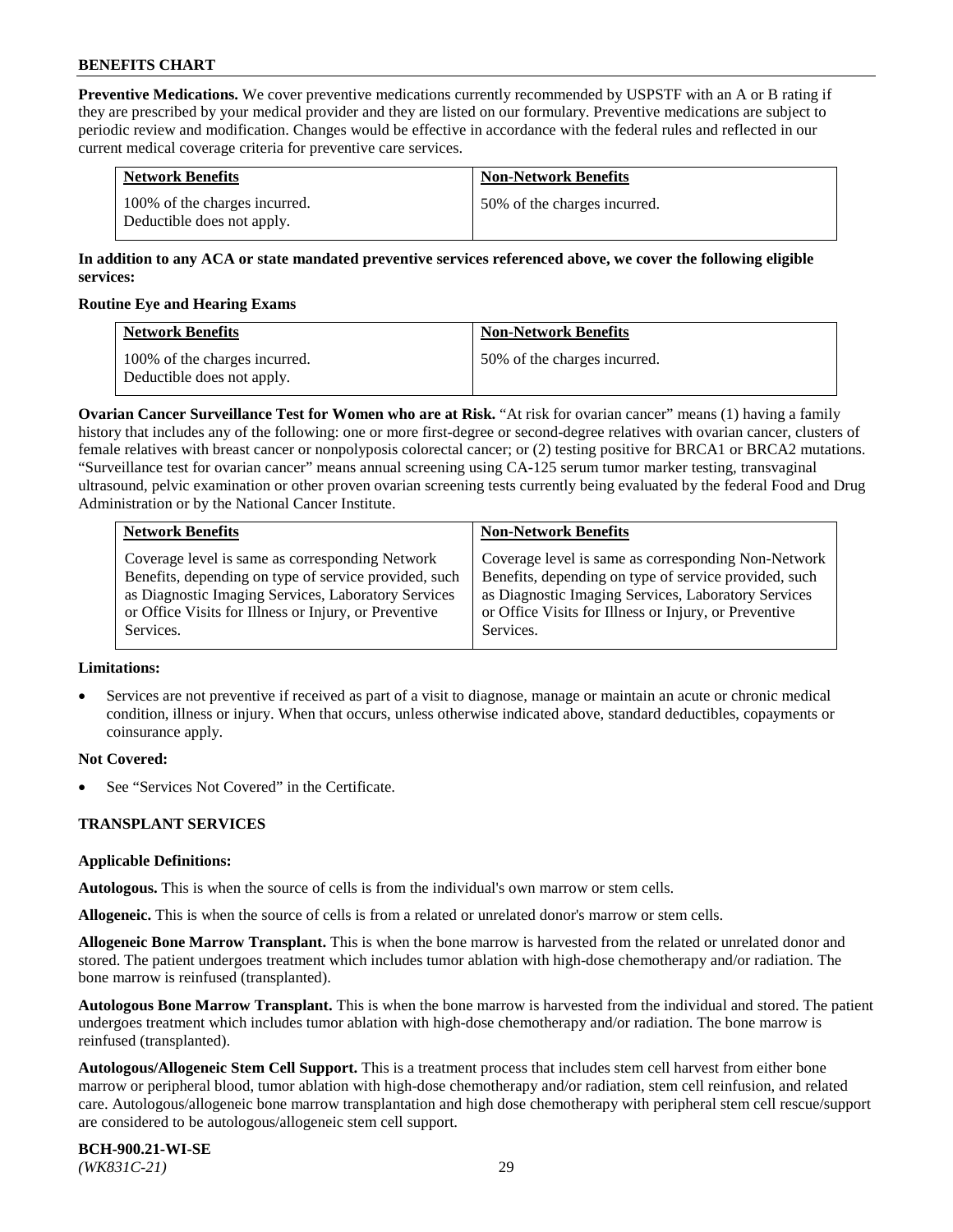**Preventive Medications.** We cover preventive medications currently recommended by USPSTF with an A or B rating if they are prescribed by your medical provider and they are listed on our formulary. Preventive medications are subject to periodic review and modification. Changes would be effective in accordance with the federal rules and reflected in our current medical coverage criteria for preventive care services.

| Network Benefits | Non-Network Benefits |
|---|---|
| 100% of the charges incurred. Deductible does not apply. | 50% of the charges incurred. |

**In addition to any ACA or state mandated preventive services referenced above, we cover the following eligible services:**

**Routine Eye and Hearing Exams**

| Network Benefits | Non-Network Benefits |
|---|---|
| 100% of the charges incurred. Deductible does not apply. | 50% of the charges incurred. |

**Ovarian Cancer Surveillance Test for Women who are at Risk.** "At risk for ovarian cancer" means (1) having a family history that includes any of the following: one or more first-degree or second-degree relatives with ovarian cancer, clusters of female relatives with breast cancer or nonpolyposis colorectal cancer; or (2) testing positive for BRCA1 or BRCA2 mutations. "Surveillance test for ovarian cancer" means annual screening using CA-125 serum tumor marker testing, transvaginal ultrasound, pelvic examination or other proven ovarian screening tests currently being evaluated by the federal Food and Drug Administration or by the National Cancer Institute.

| Network Benefits | Non-Network Benefits |
|---|---|
| Coverage level is same as corresponding Network Benefits, depending on type of service provided, such as Diagnostic Imaging Services, Laboratory Services or Office Visits for Illness or Injury, or Preventive Services. | Coverage level is same as corresponding Non-Network Benefits, depending on type of service provided, such as Diagnostic Imaging Services, Laboratory Services or Office Visits for Illness or Injury, or Preventive Services. |

**Limitations:**

- Services are not preventive if received as part of a visit to diagnose, manage or maintain an acute or chronic medical condition, illness or injury. When that occurs, unless otherwise indicated above, standard deductibles, copayments or coinsurance apply.

**Not Covered:**

- See "Services Not Covered" in the Certificate.

## TRANSPLANT SERVICES

**Applicable Definitions:**

**Autologous.** This is when the source of cells is from the individual's own marrow or stem cells.

**Allogeneic.** This is when the source of cells is from a related or unrelated donor's marrow or stem cells.

**Allogeneic Bone Marrow Transplant.** This is when the bone marrow is harvested from the related or unrelated donor and stored. The patient undergoes treatment which includes tumor ablation with high-dose chemotherapy and/or radiation. The bone marrow is reinfused (transplanted).

**Autologous Bone Marrow Transplant.** This is when the bone marrow is harvested from the individual and stored. The patient undergoes treatment which includes tumor ablation with high-dose chemotherapy and/or radiation. The bone marrow is reinfused (transplanted).

**Autologous/Allogeneic Stem Cell Support.** This is a treatment process that includes stem cell harvest from either bone marrow or peripheral blood, tumor ablation with high-dose chemotherapy and/or radiation, stem cell reinfusion, and related care. Autologous/allogeneic bone marrow transplantation and high dose chemotherapy with peripheral stem cell rescue/support are considered to be autologous/allogeneic stem cell support.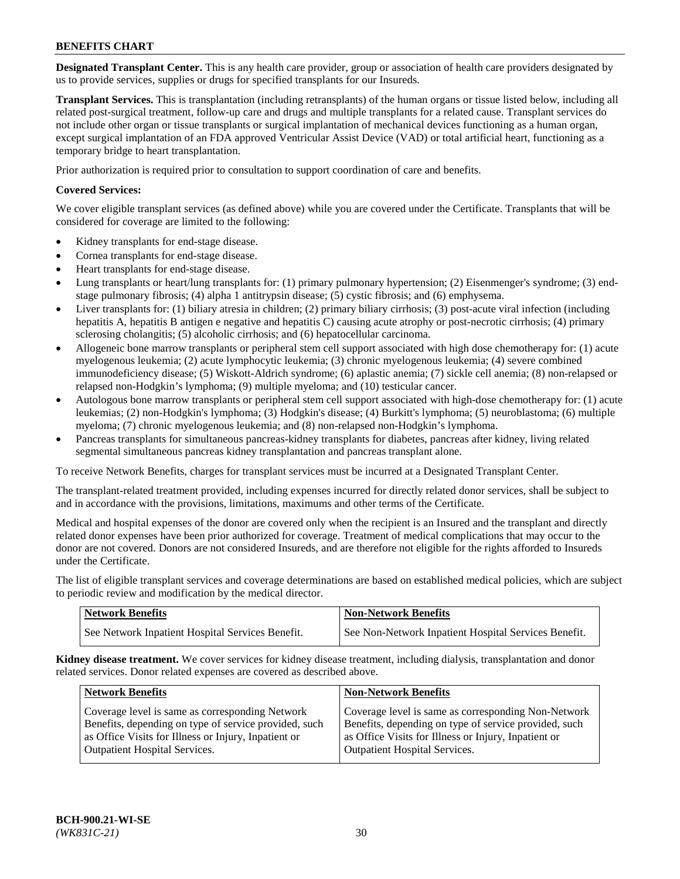**Designated Transplant Center.** This is any health care provider, group or association of health care providers designated by us to provide services, supplies or drugs for specified transplants for our Insureds.

**Transplant Services.** This is transplantation (including retransplants) of the human organs or tissue listed below, including all related post-surgical treatment, follow-up care and drugs and multiple transplants for a related cause. Transplant services do not include other organ or tissue transplants or surgical implantation of mechanical devices functioning as a human organ, except surgical implantation of an FDA approved Ventricular Assist Device (VAD) or total artificial heart, functioning as a temporary bridge to heart transplantation.

Prior authorization is required prior to consultation to support coordination of care and benefits.

**Covered Services:**

We cover eligible transplant services (as defined above) while you are covered under the Certificate. Transplants that will be considered for coverage are limited to the following:

- Kidney transplants for end-stage disease.
- Cornea transplants for end-stage disease.
- Heart transplants for end-stage disease.
- Lung transplants or heart/lung transplants for: (1) primary pulmonary hypertension; (2) Eisenmenger's syndrome; (3) end-stage pulmonary fibrosis; (4) alpha 1 antitrypsin disease; (5) cystic fibrosis; and (6) emphysema.
- Liver transplants for: (1) biliary atresia in children; (2) primary biliary cirrhosis; (3) post-acute viral infection (including hepatitis A, hepatitis B antigen e negative and hepatitis C) causing acute atrophy or post-necrotic cirrhosis; (4) primary sclerosing cholangitis; (5) alcoholic cirrhosis; and (6) hepatocellular carcinoma.
- Allogeneic bone marrow transplants or peripheral stem cell support associated with high dose chemotherapy for: (1) acute myelogenous leukemia; (2) acute lymphocytic leukemia; (3) chronic myelogenous leukemia; (4) severe combined immunodeficiency disease; (5) Wiskott-Aldrich syndrome; (6) aplastic anemia; (7) sickle cell anemia; (8) non-relapsed or relapsed non-Hodgkin's lymphoma; (9) multiple myeloma; and (10) testicular cancer.
- Autologous bone marrow transplants or peripheral stem cell support associated with high-dose chemotherapy for: (1) acute leukemias; (2) non-Hodgkin's lymphoma; (3) Hodgkin's disease; (4) Burkitt's lymphoma; (5) neuroblastoma; (6) multiple myeloma; (7) chronic myelogenous leukemia; and (8) non-relapsed non-Hodgkin's lymphoma.
- Pancreas transplants for simultaneous pancreas-kidney transplants for diabetes, pancreas after kidney, living related segmental simultaneous pancreas kidney transplantation and pancreas transplant alone.

To receive Network Benefits, charges for transplant services must be incurred at a Designated Transplant Center.

The transplant-related treatment provided, including expenses incurred for directly related donor services, shall be subject to and in accordance with the provisions, limitations, maximums and other terms of the Certificate.

Medical and hospital expenses of the donor are covered only when the recipient is an Insured and the transplant and directly related donor expenses have been prior authorized for coverage. Treatment of medical complications that may occur to the donor are not covered. Donors are not considered Insureds, and are therefore not eligible for the rights afforded to Insureds under the Certificate.

The list of eligible transplant services and coverage determinations are based on established medical policies, which are subject to periodic review and modification by the medical director.

| Network Benefits | Non-Network Benefits |
| --- | --- |
| See Network Inpatient Hospital Services Benefit. | See Non-Network Inpatient Hospital Services Benefit. |

**Kidney disease treatment.** We cover services for kidney disease treatment, including dialysis, transplantation and donor related services. Donor related expenses are covered as described above.

| Network Benefits | Non-Network Benefits |
| --- | --- |
| Coverage level is same as corresponding Network Benefits, depending on type of service provided, such as Office Visits for Illness or Injury, Inpatient or Outpatient Hospital Services. | Coverage level is same as corresponding Non-Network Benefits, depending on type of service provided, such as Office Visits for Illness or Injury, Inpatient or Outpatient Hospital Services. |

BCH-900.21-WI-SE
*(WK831C-21)*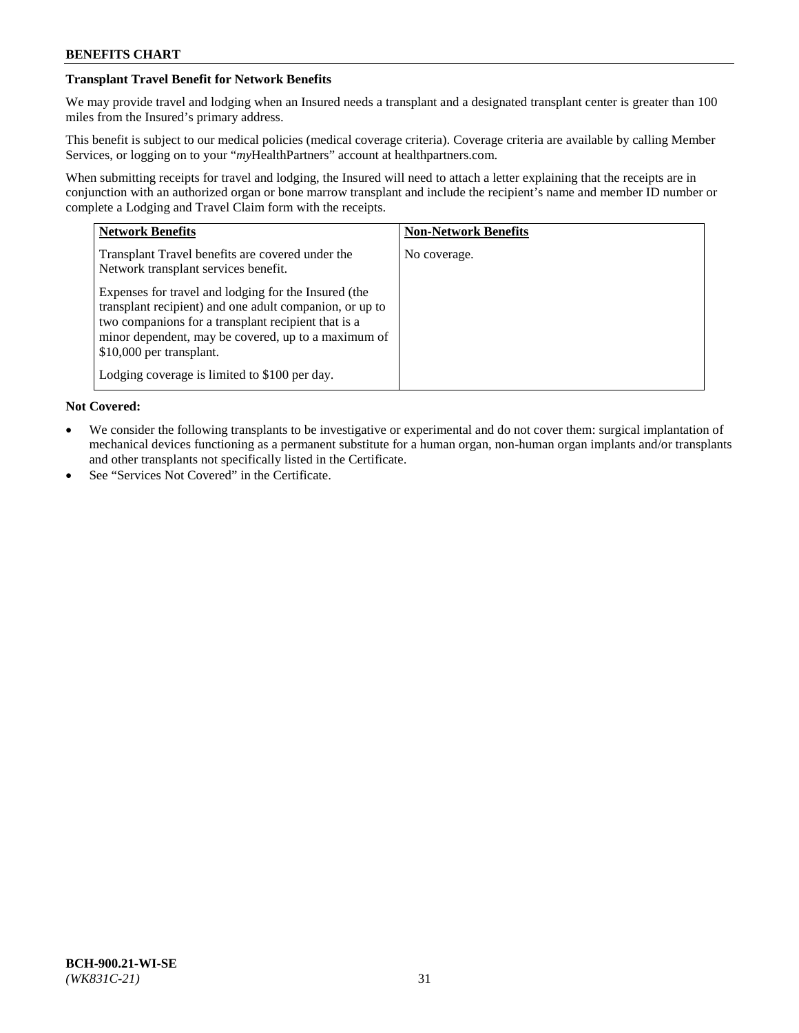**Transplant Travel Benefit for Network Benefits**

We may provide travel and lodging when an Insured needs a transplant and a designated transplant center is greater than 100 miles from the Insured's primary address.

This benefit is subject to our medical policies (medical coverage criteria). Coverage criteria are available by calling Member Services, or logging on to your "*my*HealthPartners" account at healthpartners.com.

When submitting receipts for travel and lodging, the Insured will need to attach a letter explaining that the receipts are in conjunction with an authorized organ or bone marrow transplant and include the recipient's name and member ID number or complete a Lodging and Travel Claim form with the receipts.

| Network Benefits | Non-Network Benefits |
|---|---|
| Transplant Travel benefits are covered under the Network transplant services benefit.<br><br>Expenses for travel and lodging for the Insured (the transplant recipient) and one adult companion, or up to two companions for a transplant recipient that is a minor dependent, may be covered, up to a maximum of $10,000 per transplant.<br><br>Lodging coverage is limited to $100 per day. | No coverage. |

**Not Covered:**

- We consider the following transplants to be investigative or experimental and do not cover them: surgical implantation of mechanical devices functioning as a permanent substitute for a human organ, non-human organ implants and/or transplants and other transplants not specifically listed in the Certificate.
- See "Services Not Covered" in the Certificate.